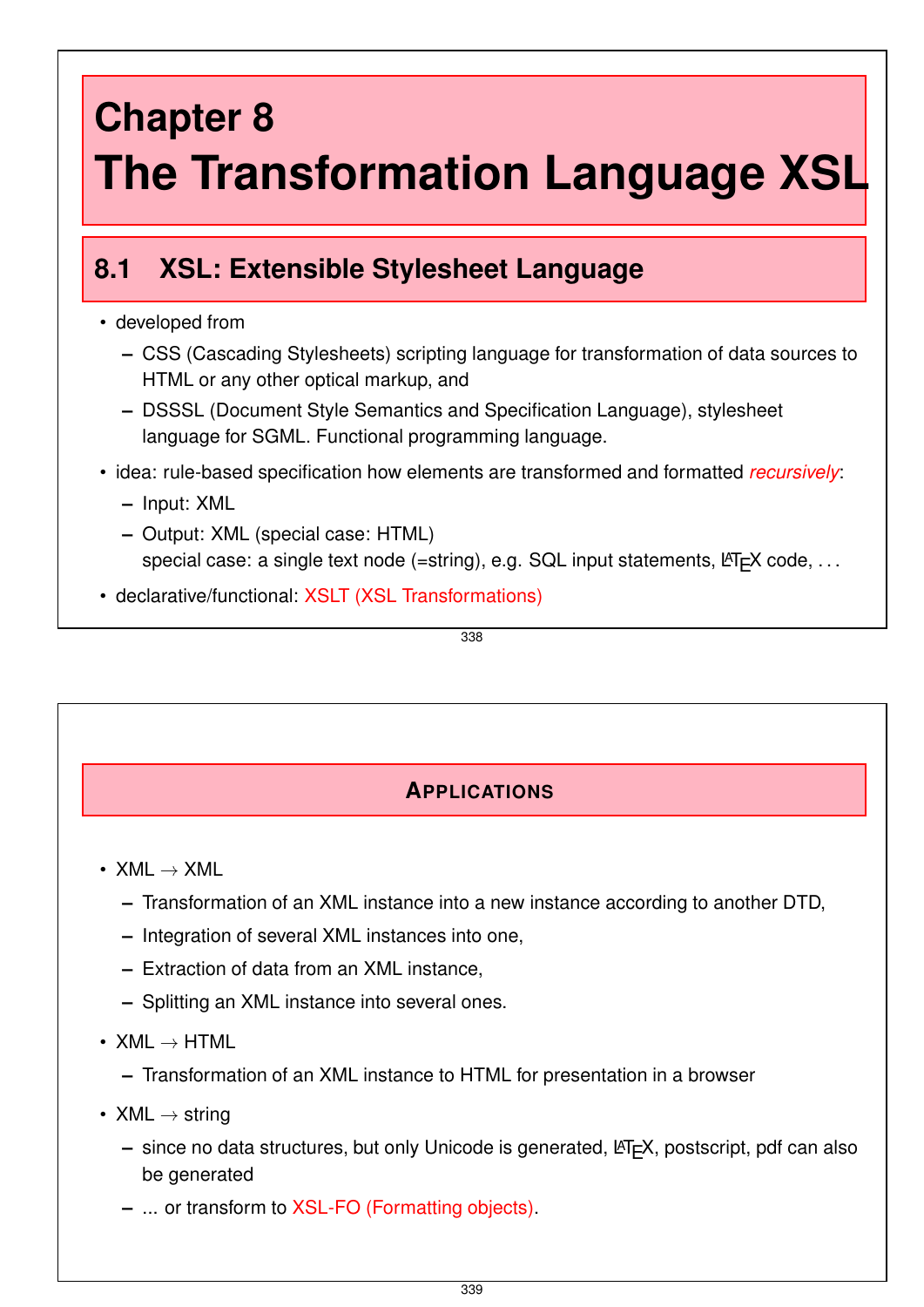# Chapter 8
# The Transformation Language XSL

## 8.1 XSL: Extensible Stylesheet Language

- developed from
  - CSS (Cascading Stylesheets) scripting language for transformation of data sources to HTML or any other optical markup, and
  - DSSSL (Document Style Semantics and Specification Language), stylesheet language for SGML. Functional programming language.
- idea: rule-based specification how elements are transformed and formatted *recursively*:
  - Input: XML
  - Output: XML (special case: HTML)
    special case: a single text node (=string), e.g. SQL input statements, LaTeX code, ...
- declarative/functional: XSLT (XSL Transformations)

## Applications

- XML → XML
  - Transformation of an XML instance into a new instance according to another DTD,
  - Integration of several XML instances into one,
  - Extraction of data from an XML instance,
  - Splitting an XML instance into several ones.
- XML → HTML
  - Transformation of an XML instance to HTML for presentation in a browser
- XML → string
  - since no data structures, but only Unicode is generated, LaTeX, postscript, pdf can also be generated
  - ... or transform to XSL-FO (Formatting objects).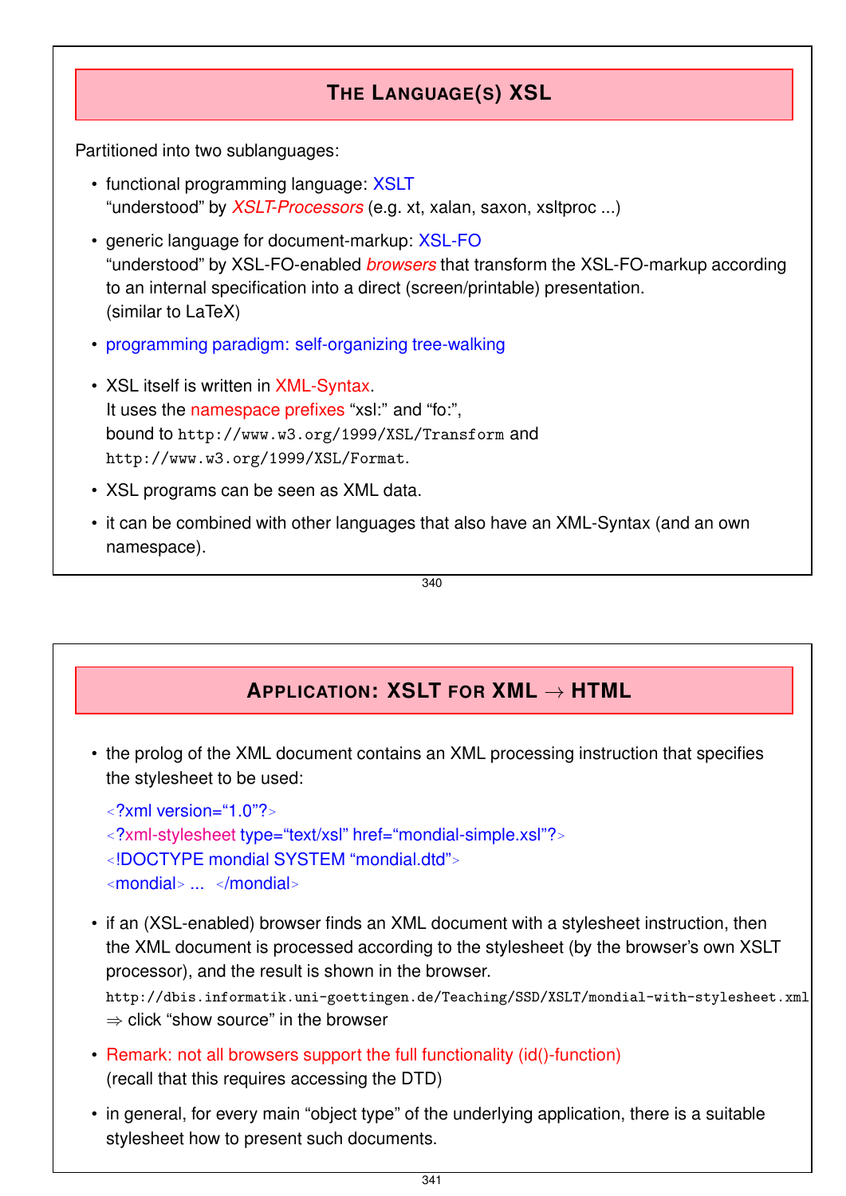## THE LANGUAGE(S) XSL

Partitioned into two sublanguages:

- functional programming language: XSLT
  "understood" by *XSLT-Processors* (e.g. xt, xalan, saxon, xsltproc ...)
- generic language for document-markup: XSL-FO
  "understood" by XSL-FO-enabled *browsers* that transform the XSL-FO-markup according to an internal specification into a direct (screen/printable) presentation.
  (similar to LaTeX)
- programming paradigm: self-organizing tree-walking
- XSL itself is written in XML-Syntax.
  It uses the namespace prefixes "xsl:" and "fo:",
  bound to `http://www.w3.org/1999/XSL/Transform` and
  `http://www.w3.org/1999/XSL/Format`.
- XSL programs can be seen as XML data.
- it can be combined with other languages that also have an XML-Syntax (and an own namespace).

## APPLICATION: XSLT FOR XML → HTML

- the prolog of the XML document contains an XML processing instruction that specifies the stylesheet to be used:

```
<?xml version="1.0"?>
<?xml-stylesheet type="text/xsl" href="mondial-simple.xsl"?>
<!DOCTYPE mondial SYSTEM "mondial.dtd">
<mondial> ... </mondial>
```

- if an (XSL-enabled) browser finds an XML document with a stylesheet instruction, then the XML document is processed according to the stylesheet (by the browser's own XSLT processor), and the result is shown in the browser.
  `http://dbis.informatik.uni-goettingen.de/Teaching/SSD/XSLT/mondial-with-stylesheet.xml`
  ⇒ click "show source" in the browser
- Remark: not all browsers support the full functionality (id()-function)
  (recall that this requires accessing the DTD)
- in general, for every main "object type" of the underlying application, there is a suitable stylesheet how to present such documents.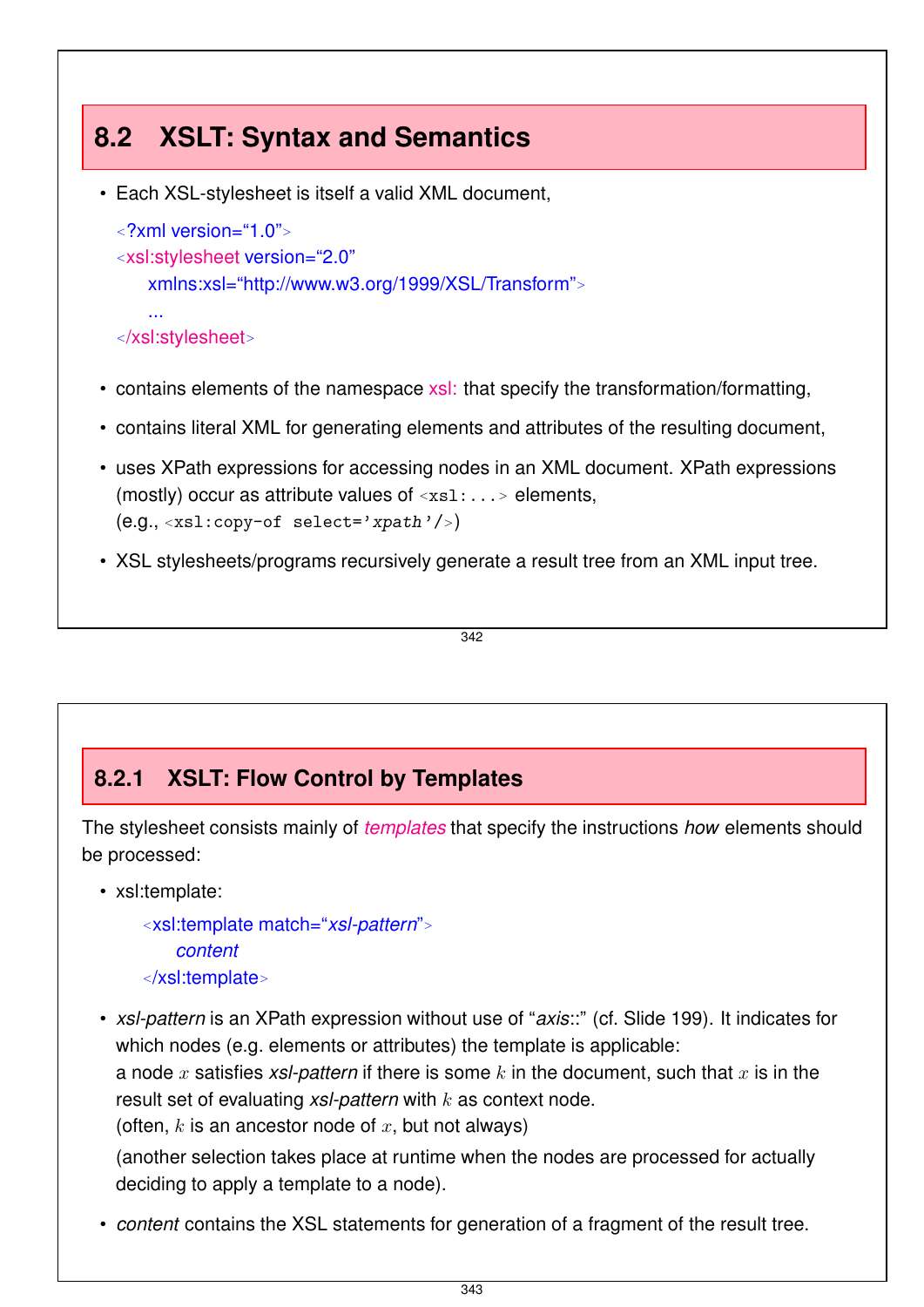## 8.2 XSLT: Syntax and Semantics

- Each XSL-stylesheet is itself a valid XML document,

```
<?xml version="1.0">
<xsl:stylesheet version="2.0"
    xmlns:xsl="http://www.w3.org/1999/XSL/Transform">
    ...
</xsl:stylesheet>
```

- contains elements of the namespace xsl: that specify the transformation/formatting,
- contains literal XML for generating elements and attributes of the resulting document,
- uses XPath expressions for accessing nodes in an XML document. XPath expressions (mostly) occur as attribute values of `<xsl:...>` elements, (e.g., `<xsl:copy-of select='xpath'/>`)
- XSL stylesheets/programs recursively generate a result tree from an XML input tree.

### 8.2.1 XSLT: Flow Control by Templates

The stylesheet consists mainly of *templates* that specify the instructions *how* elements should be processed:

- xsl:template:

```
<xsl:template match="xsl-pattern">
    content
</xsl:template>
```

- *xsl-pattern* is an XPath expression without use of "*axis*::" (cf. Slide 199). It indicates for which nodes (e.g. elements or attributes) the template is applicable: a node $x$ satisfies *xsl-pattern* if there is some $k$ in the document, such that $x$ is in the result set of evaluating *xsl-pattern* with $k$ as context node. (often, $k$ is an ancestor node of $x$, but not always)

  (another selection takes place at runtime when the nodes are processed for actually deciding to apply a template to a node).
- *content* contains the XSL statements for generation of a fragment of the result tree.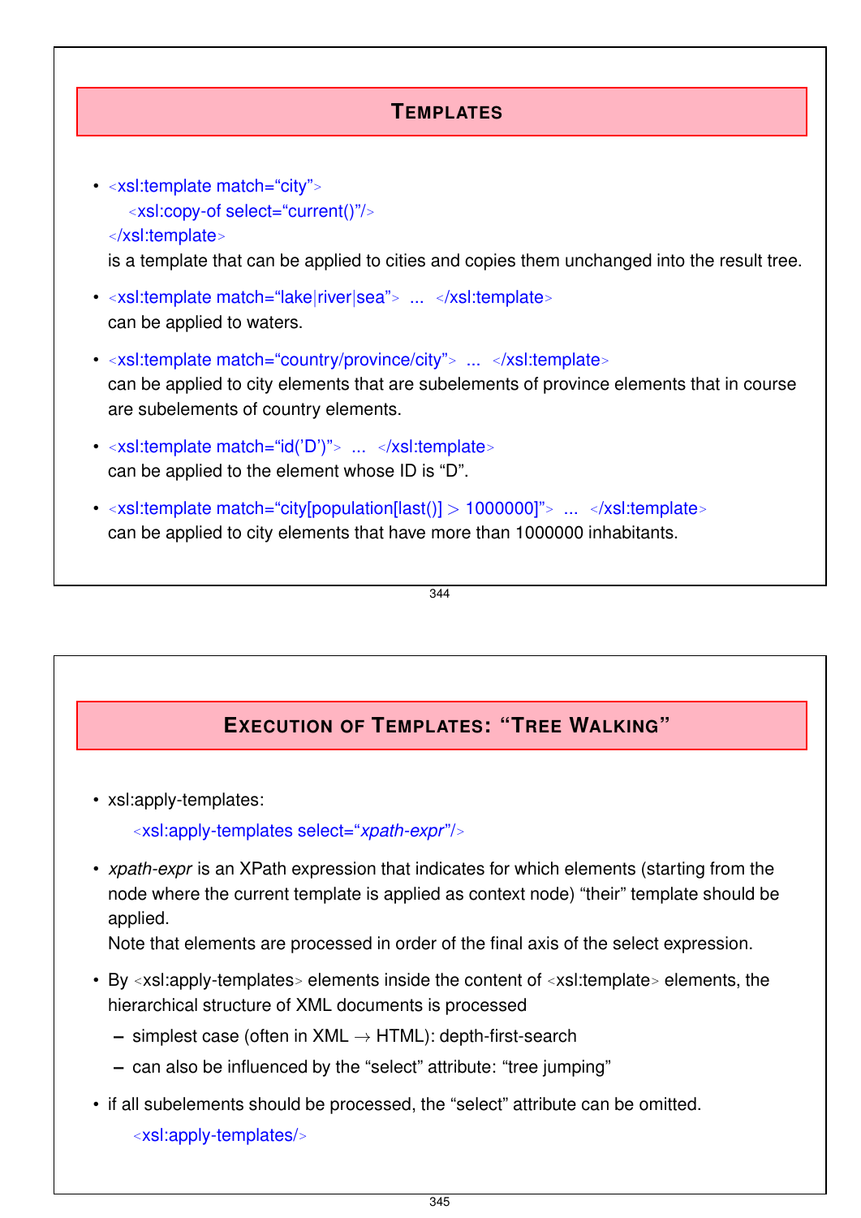## Templates

- ```
  <xsl:template match="city">
    <xsl:copy-of select="current()"/>
  </xsl:template>
  ```
  is a template that can be applied to cities and copies them unchanged into the result tree.

- `<xsl:template match="lake|river|sea"> ... </xsl:template>`
  can be applied to waters.

- `<xsl:template match="country/province/city"> ... </xsl:template>`
  can be applied to city elements that are subelements of province elements that in course are subelements of country elements.

- `<xsl:template match="id('D')"> ... </xsl:template>`
  can be applied to the element whose ID is "D".

- `<xsl:template match="city[population[last()] > 1000000]"> ... </xsl:template>`
  can be applied to city elements that have more than 1000000 inhabitants.

## Execution of Templates: "Tree Walking"

- xsl:apply-templates:

  `<xsl:apply-templates select="`*xpath-expr*`"/>`

- *xpath-expr* is an XPath expression that indicates for which elements (starting from the node where the current template is applied as context node) "their" template should be applied.
  Note that elements are processed in order of the final axis of the select expression.

- By <xsl:apply-templates> elements inside the content of <xsl:template> elements, the hierarchical structure of XML documents is processed
  - simplest case (often in XML → HTML): depth-first-search
  - can also be influenced by the "select" attribute: "tree jumping"

- if all subelements should be processed, the "select" attribute can be omitted.

  `<xsl:apply-templates/>`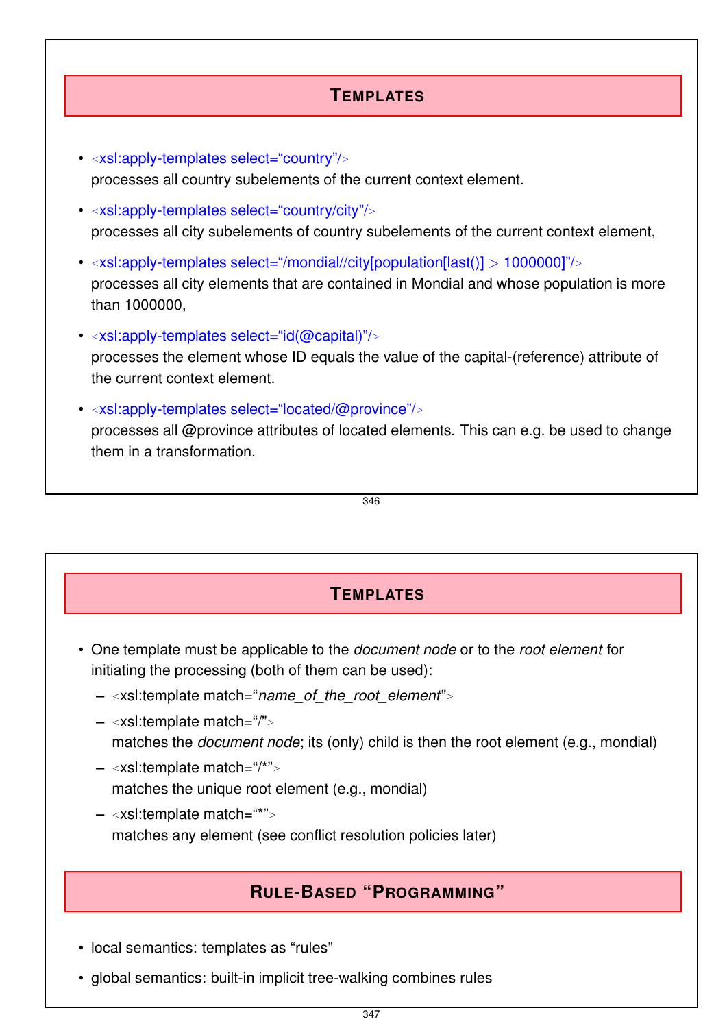## Templates

- <xsl:apply-templates select="country"/>
  processes all country subelements of the current context element.
- <xsl:apply-templates select="country/city"/>
  processes all city subelements of country subelements of the current context element,
- <xsl:apply-templates select="/mondial//city[population[last()] > 1000000]"/>
  processes all city elements that are contained in Mondial and whose population is more than 1000000,
- <xsl:apply-templates select="id(@capital)"/>
  processes the element whose ID equals the value of the capital-(reference) attribute of the current context element.
- <xsl:apply-templates select="located/@province"/>
  processes all @province attributes of located elements. This can e.g. be used to change them in a transformation.

## Templates

- One template must be applicable to the *document node* or to the *root element* for initiating the processing (both of them can be used):
  - <xsl:template match="*name_of_the_root_element*">
  - <xsl:template match="/">
    matches the *document node*; its (only) child is then the root element (e.g., mondial)
  - <xsl:template match="/*">
    matches the unique root element (e.g., mondial)
  - <xsl:template match="*">
    matches any element (see conflict resolution policies later)

## Rule-Based "Programming"

- local semantics: templates as "rules"
- global semantics: built-in implicit tree-walking combines rules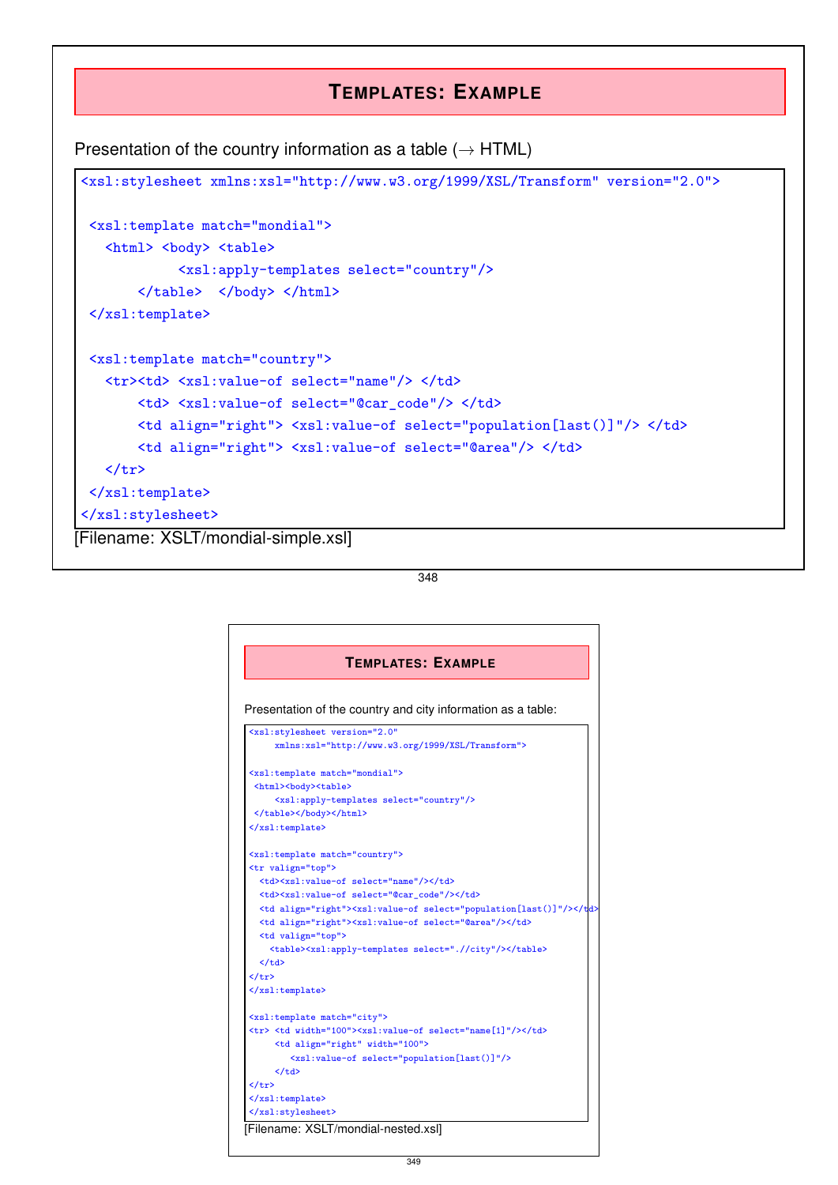## Templates: Example

Presentation of the country information as a table (→ HTML)

```
<xsl:stylesheet xmlns:xsl="http://www.w3.org/1999/XSL/Transform" version="2.0">

 <xsl:template match="mondial">
   <html> <body> <table>
            <xsl:apply-templates select="country"/>
       </table>  </body> </html>
 </xsl:template>

 <xsl:template match="country">
   <tr><td> <xsl:value-of select="name"/> </td>
       <td> <xsl:value-of select="@car_code"/> </td>
       <td align="right"> <xsl:value-of select="population[last()]"/> </td>
       <td align="right"> <xsl:value-of select="@area"/> </td>
   </tr>
 </xsl:template>
</xsl:stylesheet>
```

[Filename: XSLT/mondial-simple.xsl]

## Templates: Example

Presentation of the country and city information as a table:

```
<xsl:stylesheet version="2.0"
     xmlns:xsl="http://www.w3.org/1999/XSL/Transform">

<xsl:template match="mondial">
 <html><body><table>
     <xsl:apply-templates select="country"/>
 </table></body></html>
</xsl:template>

<xsl:template match="country">
<tr valign="top">
  <td><xsl:value-of select="name"/></td>
  <td><xsl:value-of select="@car_code"/></td>
  <td align="right"><xsl:value-of select="population[last()]"/></td>
  <td align="right"><xsl:value-of select="@area"/></td>
  <td valign="top">
    <table><xsl:apply-templates select=".//city"/></table>
  </td>
</tr>
</xsl:template>

<xsl:template match="city">
<tr> <td width="100"><xsl:value-of select="name[1]"/></td>
     <td align="right" width="100">
        <xsl:value-of select="population[last()]"/>
     </td>
</tr>
</xsl:template>
</xsl:stylesheet>
```

[Filename: XSLT/mondial-nested.xsl]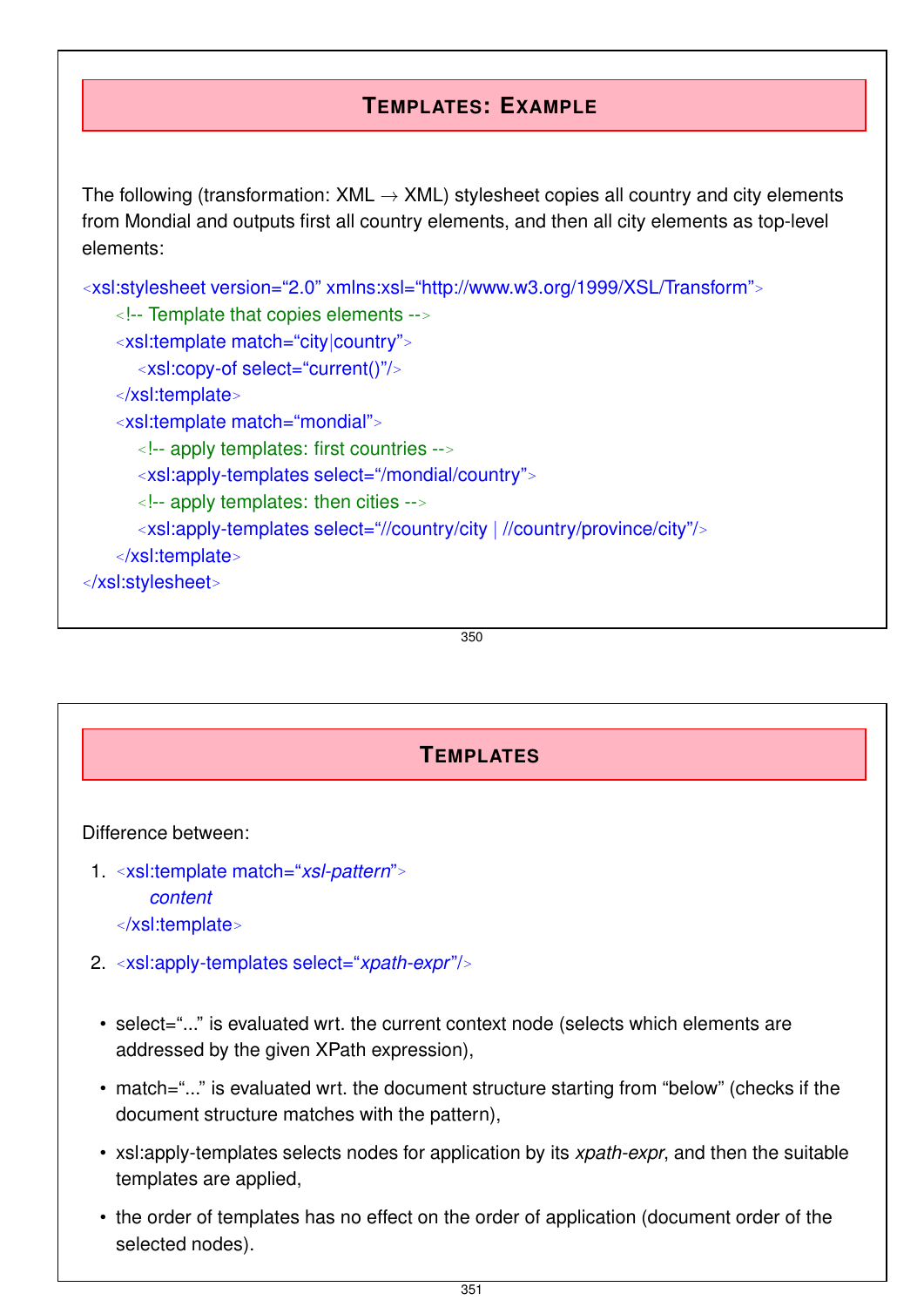## Templates: Example

The following (transformation: XML → XML) stylesheet copies all country and city elements from Mondial and outputs first all country elements, and then all city elements as top-level elements:

```
<xsl:stylesheet version="2.0" xmlns:xsl="http://www.w3.org/1999/XSL/Transform">
  <!-- Template that copies elements -->
  <xsl:template match="city|country">
    <xsl:copy-of select="current()"/>
  </xsl:template>
  <xsl:template match="mondial">
    <!-- apply templates: first countries -->
    <xsl:apply-templates select="/mondial/country">
    <!-- apply templates: then cities -->
    <xsl:apply-templates select="//country/city | //country/province/city"/>
  </xsl:template>
</xsl:stylesheet>
```

## Templates

Difference between:

1. `<xsl:template match="`*xsl-pattern*`">`
   *content*
   `</xsl:template>`
2. `<xsl:apply-templates select="`*xpath-expr*`"/>`

- select="..." is evaluated wrt. the current context node (selects which elements are addressed by the given XPath expression),
- match="..." is evaluated wrt. the document structure starting from "below" (checks if the document structure matches with the pattern),
- xsl:apply-templates selects nodes for application by its *xpath-expr*, and then the suitable templates are applied,
- the order of templates has no effect on the order of application (document order of the selected nodes).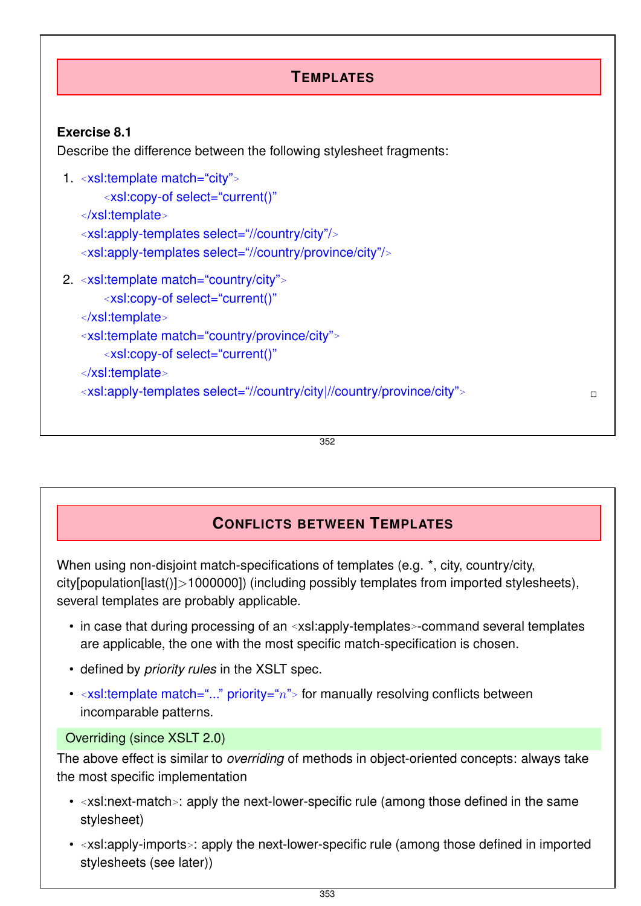## Templates

**Exercise 8.1**

Describe the difference between the following stylesheet fragments:

1. ```
   <xsl:template match="city">
     <xsl:copy-of select="current()"
   </xsl:template>
   <xsl:apply-templates select="//country/city"/>
   <xsl:apply-templates select="//country/province/city"/>
   ```

2. ```
   <xsl:template match="country/city">
     <xsl:copy-of select="current()"
   </xsl:template>
   <xsl:template match="country/province/city">
     <xsl:copy-of select="current()"
   </xsl:template>
   <xsl:apply-templates select="//country/city|//country/province/city">
   ```

□

## Conflicts between Templates

When using non-disjoint match-specifications of templates (e.g. *, city, country/city, city[population[last()]>1000000]) (including possibly templates from imported stylesheets), several templates are probably applicable.

- in case that during processing of an <xsl:apply-templates>-command several templates are applicable, the one with the most specific match-specification is chosen.
- defined by *priority rules* in the XSLT spec.
- <xsl:template match="..." priority="$n$"> for manually resolving conflicts between incomparable patterns.

### Overriding (since XSLT 2.0)

The above effect is similar to *overriding* of methods in object-oriented concepts: always take the most specific implementation

- <xsl:next-match>: apply the next-lower-specific rule (among those defined in the same stylesheet)
- <xsl:apply-imports>: apply the next-lower-specific rule (among those defined in imported stylesheets (see later))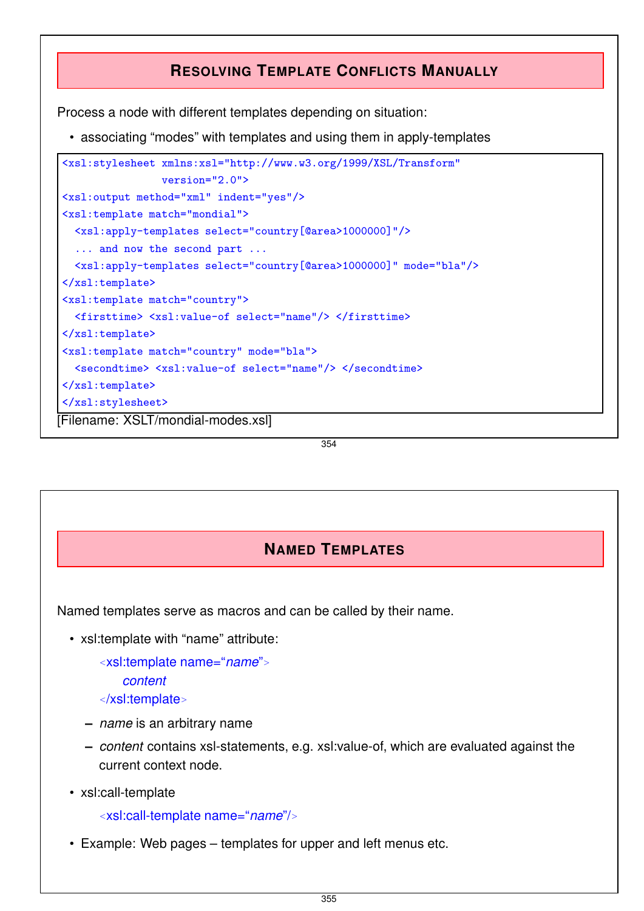## Resolving Template Conflicts Manually

Process a node with different templates depending on situation:

- associating "modes" with templates and using them in apply-templates

```
<xsl:stylesheet xmlns:xsl="http://www.w3.org/1999/XSL/Transform"
                version="2.0">
<xsl:output method="xml" indent="yes"/>
<xsl:template match="mondial">
  <xsl:apply-templates select="country[@area>1000000]"/>
  ... and now the second part ...
  <xsl:apply-templates select="country[@area>1000000]" mode="bla"/>
</xsl:template>
<xsl:template match="country">
  <firsttime> <xsl:value-of select="name"/> </firsttime>
</xsl:template>
<xsl:template match="country" mode="bla">
  <secondtime> <xsl:value-of select="name"/> </secondtime>
</xsl:template>
</xsl:stylesheet>
```

[Filename: XSLT/mondial-modes.xsl]

## Named Templates

Named templates serve as macros and can be called by their name.

- xsl:template with "name" attribute:

  <xsl:template name="*name*">
  *content*
  </xsl:template>

  – *name* is an arbitrary name
  – *content* contains xsl-statements, e.g. xsl:value-of, which are evaluated against the current context node.

- xsl:call-template

  <xsl:call-template name="*name*"/>

- Example: Web pages – templates for upper and left menus etc.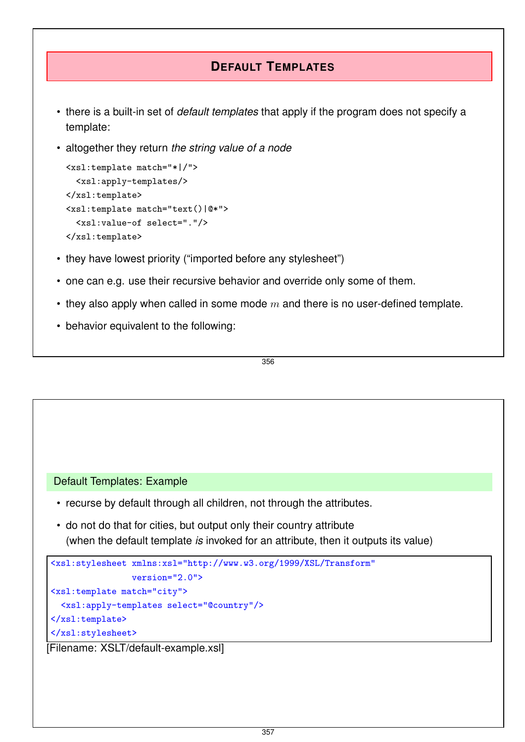# Default Templates

- there is a built-in set of *default templates* that apply if the program does not specify a template:
- altogether they return *the string value of a node*

```
<xsl:template match="*|/">
  <xsl:apply-templates/>
</xsl:template>
<xsl:template match="text()|@*">
  <xsl:value-of select="."/>
</xsl:template>
```

- they have lowest priority (“imported before any stylesheet”)
- one can e.g. use their recursive behavior and override only some of them.
- they also apply when called in some mode $m$ and there is no user-defined template.
- behavior equivalent to the following:

## Default Templates: Example

- recurse by default through all children, not through the attributes.
- do not do that for cities, but output only their country attribute
  (when the default template *is* invoked for an attribute, then it outputs its value)

```
<xsl:stylesheet xmlns:xsl="http://www.w3.org/1999/XSL/Transform"
                version="2.0">
<xsl:template match="city">
  <xsl:apply-templates select="@country"/>
</xsl:template>
</xsl:stylesheet>
```

[Filename: XSLT/default-example.xsl]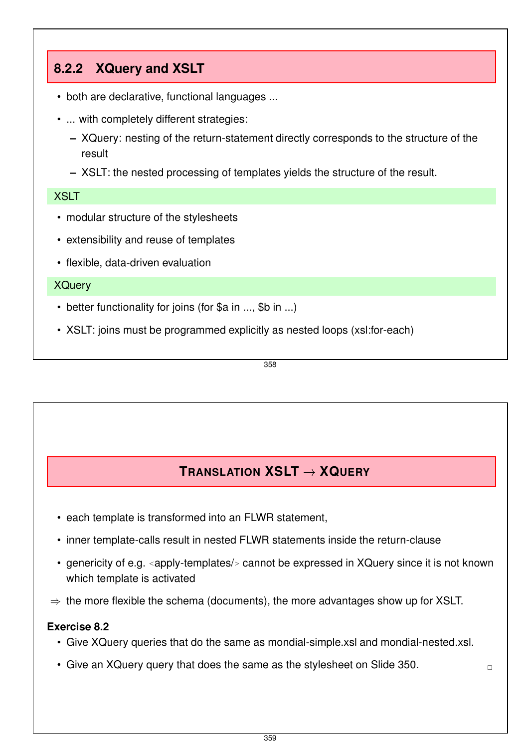## 8.2.2 XQuery and XSLT

- both are declarative, functional languages ...
- ... with completely different strategies:
  - XQuery: nesting of the return-statement directly corresponds to the structure of the result
  - XSLT: the nested processing of templates yields the structure of the result.

**XSLT**

- modular structure of the stylesheets
- extensibility and reuse of templates
- flexible, data-driven evaluation

**XQuery**

- better functionality for joins (for $a in ..., $b in ...)
- XSLT: joins must be programmed explicitly as nested loops (xsl:for-each)

## Translation XSLT → XQuery

- each template is transformed into an FLWR statement,
- inner template-calls result in nested FLWR statements inside the return-clause
- genericity of e.g. <apply-templates/> cannot be expressed in XQuery since it is not known which template is activated

⇒ the more flexible the schema (documents), the more advantages show up for XSLT.

**Exercise 8.2**

- Give XQuery queries that do the same as mondial-simple.xsl and mondial-nested.xsl.
- Give an XQuery query that does the same as the stylesheet on Slide 350. □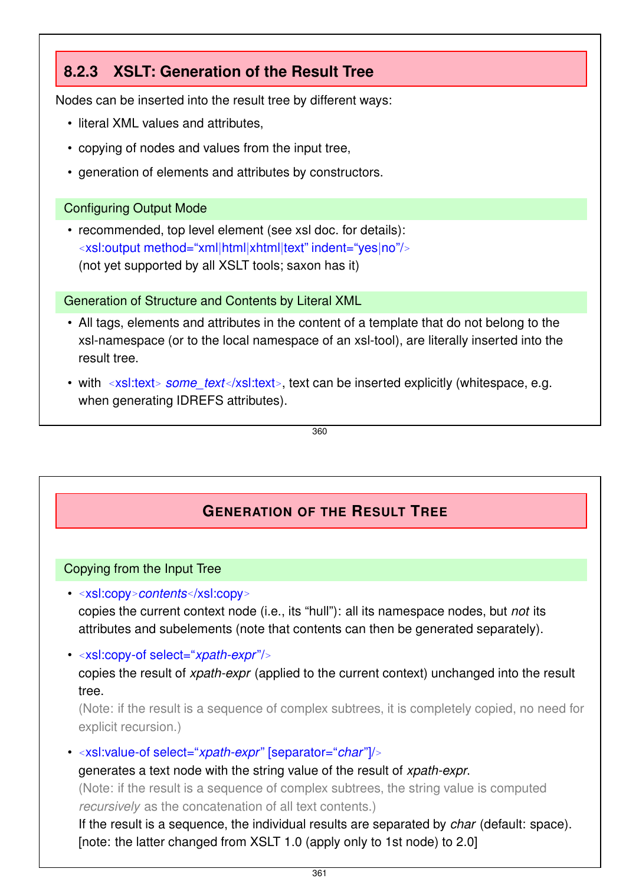## 8.2.3 XSLT: Generation of the Result Tree

Nodes can be inserted into the result tree by different ways:

- literal XML values and attributes,
- copying of nodes and values from the input tree,
- generation of elements and attributes by constructors.

### Configuring Output Mode

- recommended, top level element (see xsl doc. for details):
  `<xsl:output method="xml|html|xhtml|text" indent="yes|no"/>`
  (not yet supported by all XSLT tools; saxon has it)

### Generation of Structure and Contents by Literal XML

- All tags, elements and attributes in the content of a template that do not belong to the xsl-namespace (or to the local namespace of an xsl-tool), are literally inserted into the result tree.
- with `<xsl:text>` *some_text* `</xsl:text>`, text can be inserted explicitly (whitespace, e.g. when generating IDREFS attributes).

## Generation of the Result Tree

### Copying from the Input Tree

- `<xsl:copy>`*contents*`</xsl:copy>`
  copies the current context node (i.e., its "hull"): all its namespace nodes, but *not* its attributes and subelements (note that contents can then be generated separately).
- `<xsl:copy-of select="`*xpath-expr*`"/>`
  copies the result of *xpath-expr* (applied to the current context) unchanged into the result tree.
  (Note: if the result is a sequence of complex subtrees, it is completely copied, no need for explicit recursion.)
- `<xsl:value-of select="`*xpath-expr*`" [separator="`*char*`"]/>`
  generates a text node with the string value of the result of *xpath-expr*.
  (Note: if the result is a sequence of complex subtrees, the string value is computed *recursively* as the concatenation of all text contents.)
  If the result is a sequence, the individual results are separated by *char* (default: space).
  [note: the latter changed from XSLT 1.0 (apply only to 1st node) to 2.0]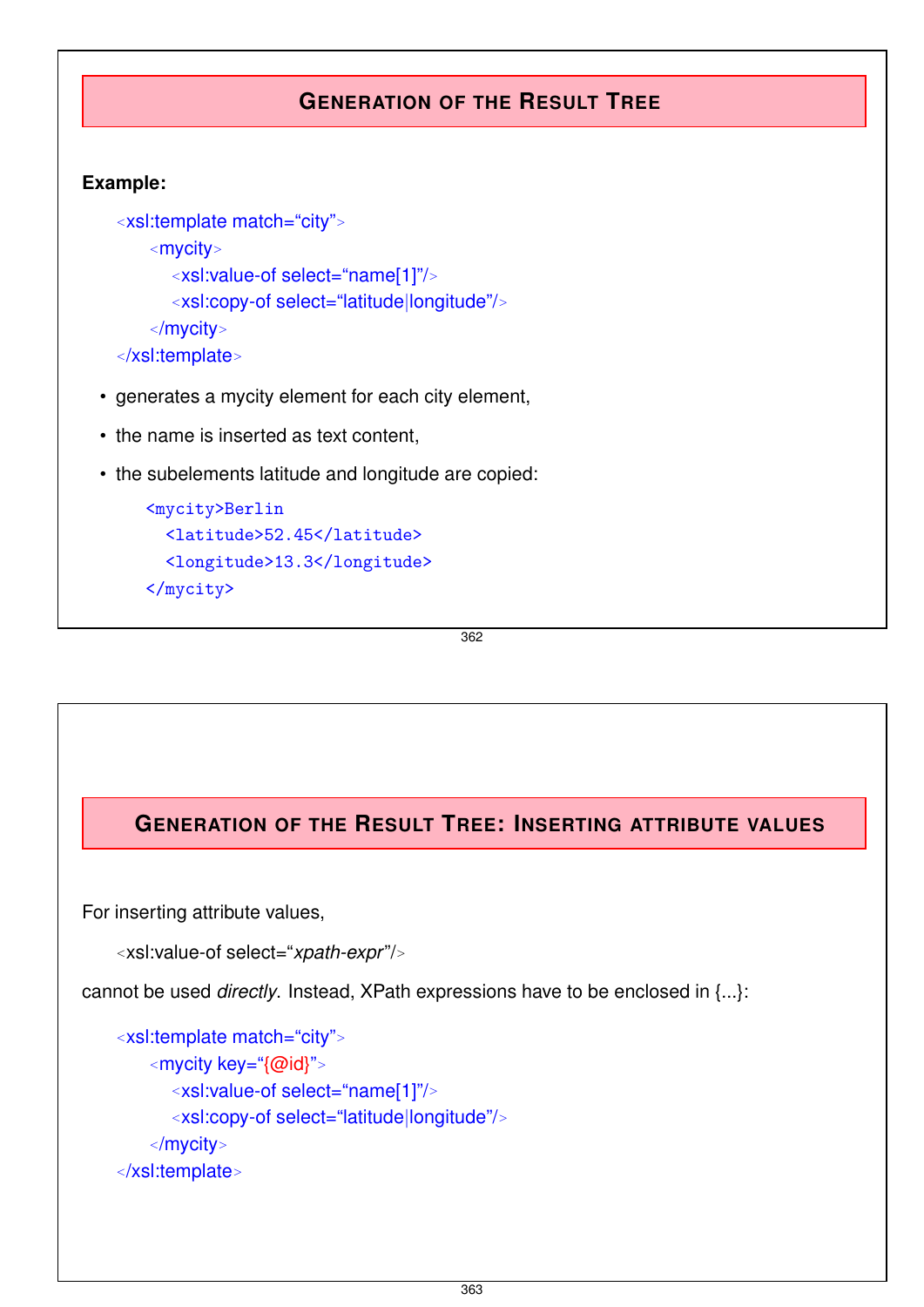## Generation of the Result Tree

**Example:**

```
<xsl:template match="city">
  <mycity>
    <xsl:value-of select="name[1]"/>
    <xsl:copy-of select="latitude|longitude"/>
  </mycity>
</xsl:template>
```

- generates a mycity element for each city element,
- the name is inserted as text content,
- the subelements latitude and longitude are copied:

```
<mycity>Berlin
  <latitude>52.45</latitude>
  <longitude>13.3</longitude>
</mycity>
```

## Generation of the Result Tree: Inserting attribute values

For inserting attribute values,

```
<xsl:value-of select="xpath-expr"/>
```

cannot be used *directly*. Instead, XPath expressions have to be enclosed in {...}:

```
<xsl:template match="city">
  <mycity key="{@id}">
    <xsl:value-of select="name[1]"/>
    <xsl:copy-of select="latitude|longitude"/>
  </mycity>
</xsl:template>
```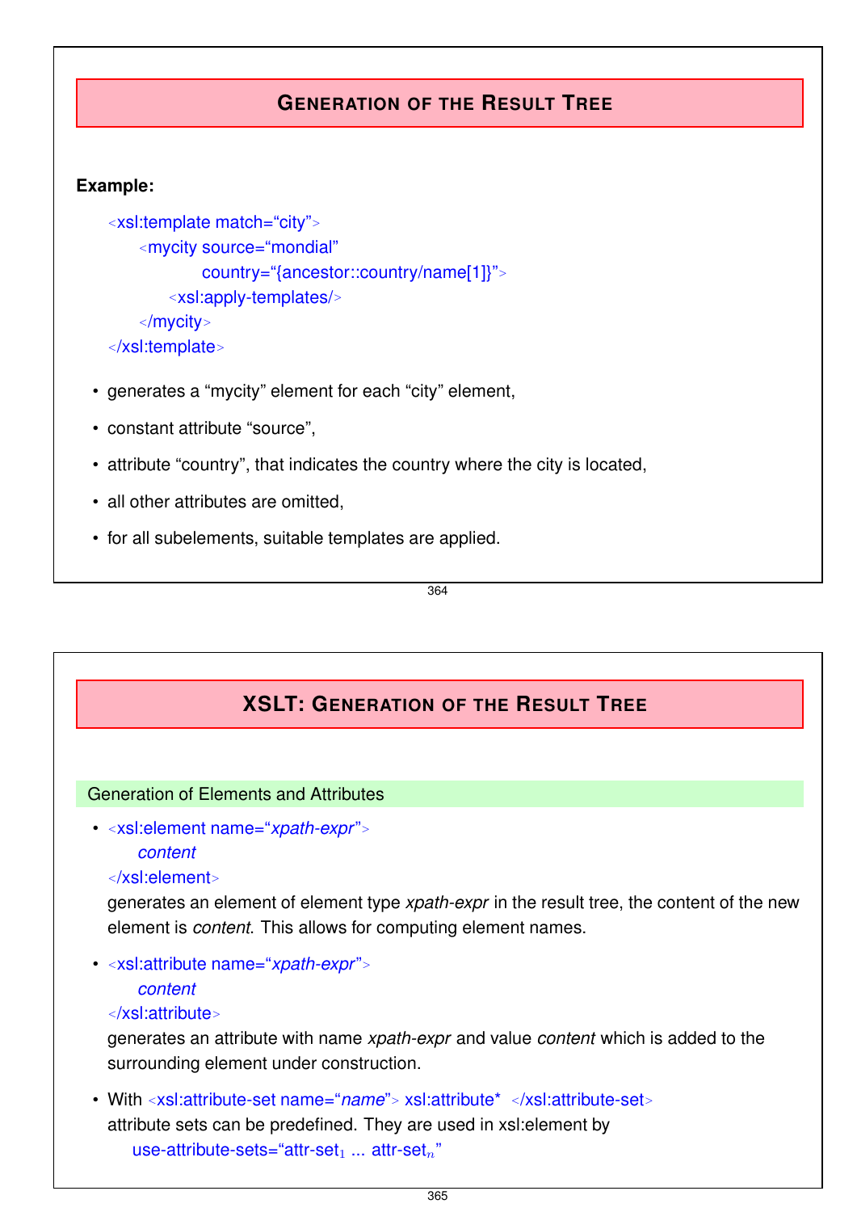## GENERATION OF THE RESULT TREE

**Example:**

```
<xsl:template match="city">
  <mycity source="mondial"
          country="{ancestor::country/name[1]}">
    <xsl:apply-templates/>
  </mycity>
</xsl:template>
```

- generates a "mycity" element for each "city" element,
- constant attribute "source",
- attribute "country", that indicates the country where the city is located,
- all other attributes are omitted,
- for all subelements, suitable templates are applied.

## XSLT: GENERATION OF THE RESULT TREE

### Generation of Elements and Attributes

- ```
  <xsl:element name="xpath-expr">
    content
  </xsl:element>
  ```
  generates an element of element type *xpath-expr* in the result tree, the content of the new element is *content*. This allows for computing element names.

- ```
  <xsl:attribute name="xpath-expr">
    content
  </xsl:attribute>
  ```
  generates an attribute with name *xpath-expr* and value *content* which is added to the surrounding element under construction.

- With `<xsl:attribute-set name="name"> xsl:attribute* </xsl:attribute-set>` attribute sets can be predefined. They are used in xsl:element by
  use-attribute-sets="attr-set$_1$ ... attr-set$_n$"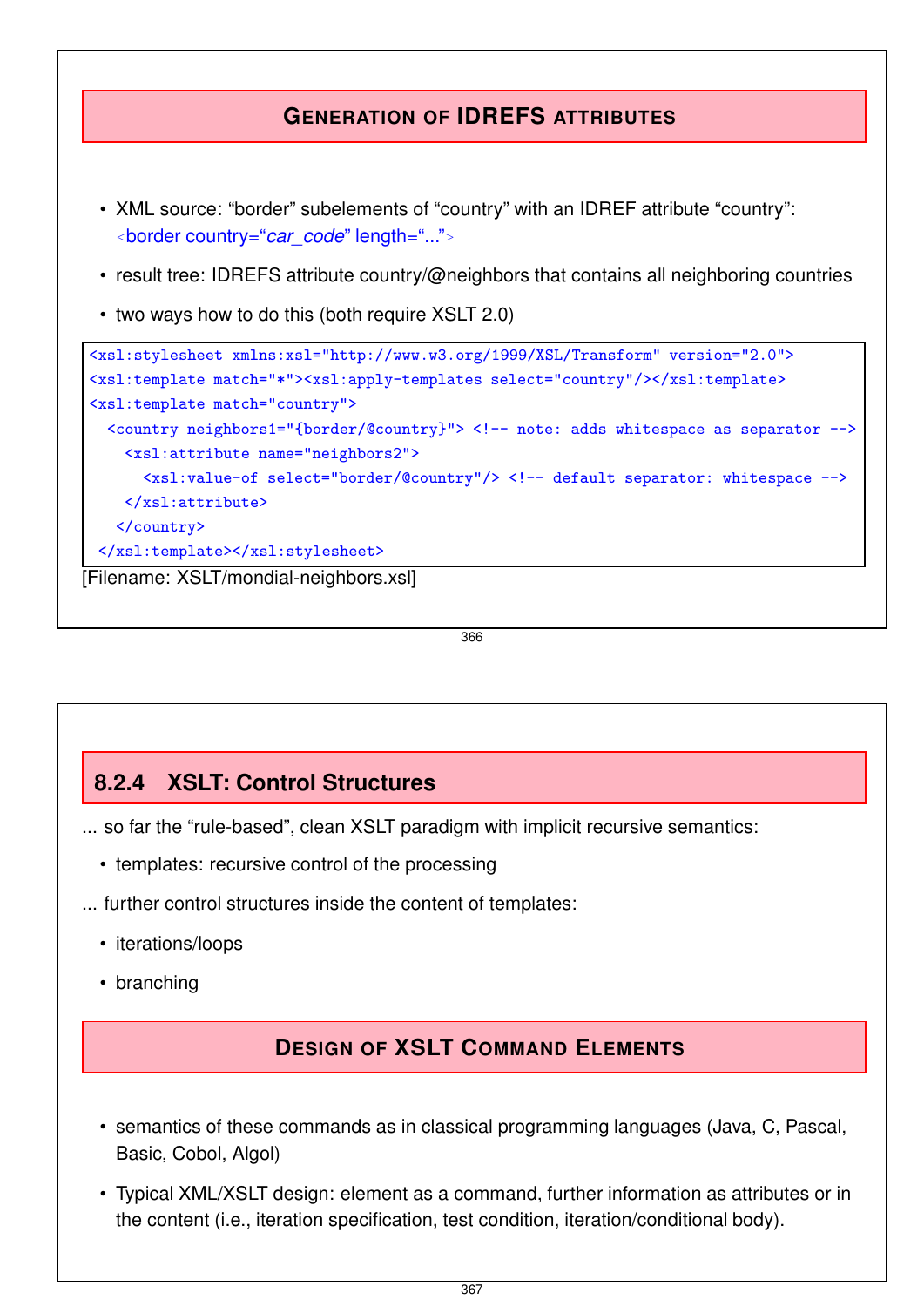## Generation of IDREFS attributes

- XML source: “border” subelements of “country” with an IDREF attribute “country”: <border country=“*car_code*” length=“...”>
- result tree: IDREFS attribute country/@neighbors that contains all neighboring countries
- two ways how to do this (both require XSLT 2.0)

```
<xsl:stylesheet xmlns:xsl="http://www.w3.org/1999/XSL/Transform" version="2.0">
<xsl:template match="*"><xsl:apply-templates select="country"/></xsl:template>
<xsl:template match="country">
  <country neighbors1="{border/@country}"> <!-- note: adds whitespace as separator -->
    <xsl:attribute name="neighbors2">
      <xsl:value-of select="border/@country"/> <!-- default separator: whitespace -->
    </xsl:attribute>
   </country>
 </xsl:template></xsl:stylesheet>
```

[Filename: XSLT/mondial-neighbors.xsl]

## 8.2.4 XSLT: Control Structures

... so far the “rule-based”, clean XSLT paradigm with implicit recursive semantics:

- templates: recursive control of the processing

... further control structures inside the content of templates:

- iterations/loops
- branching

## Design of XSLT Command Elements

- semantics of these commands as in classical programming languages (Java, C, Pascal, Basic, Cobol, Algol)
- Typical XML/XSLT design: element as a command, further information as attributes or in the content (i.e., iteration specification, test condition, iteration/conditional body).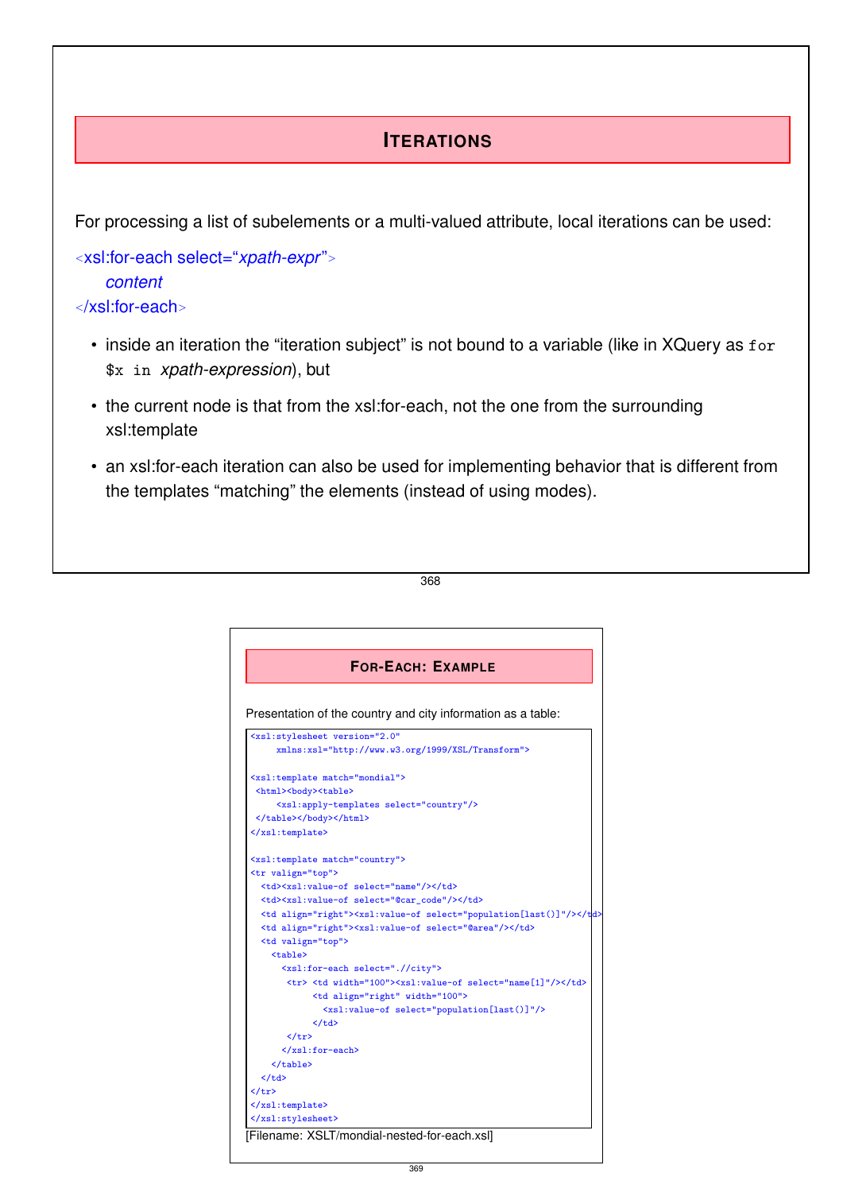## ITERATIONS

For processing a list of subelements or a multi-valued attribute, local iterations can be used:

```
<xsl:for-each select="xpath-expr">
   content
</xsl:for-each>
```

- inside an iteration the "iteration subject" is not bound to a variable (like in XQuery as `for $x in` *xpath-expression*), but
- the current node is that from the xsl:for-each, not the one from the surrounding xsl:template
- an xsl:for-each iteration can also be used for implementing behavior that is different from the templates "matching" the elements (instead of using modes).

## FOR-EACH: EXAMPLE

Presentation of the country and city information as a table:

```
<xsl:stylesheet version="2.0"
     xmlns:xsl="http://www.w3.org/1999/XSL/Transform">

<xsl:template match="mondial">
 <html><body><table>
     <xsl:apply-templates select="country"/>
 </table></body></html>
</xsl:template>

<xsl:template match="country">
<tr valign="top">
  <td><xsl:value-of select="name"/></td>
  <td><xsl:value-of select="@car_code"/></td>
  <td align="right"><xsl:value-of select="population[last()]"/></td>
  <td align="right"><xsl:value-of select="@area"/></td>
  <td valign="top">
    <table>
      <xsl:for-each select=".//city">
       <tr> <td width="100"><xsl:value-of select="name[1]"/></td>
            <td align="right" width="100">
              <xsl:value-of select="population[last()]"/>
            </td>
       </tr>
      </xsl:for-each>
    </table>
  </td>
</tr>
</xsl:template>
</xsl:stylesheet>
```

[Filename: XSLT/mondial-nested-for-each.xsl]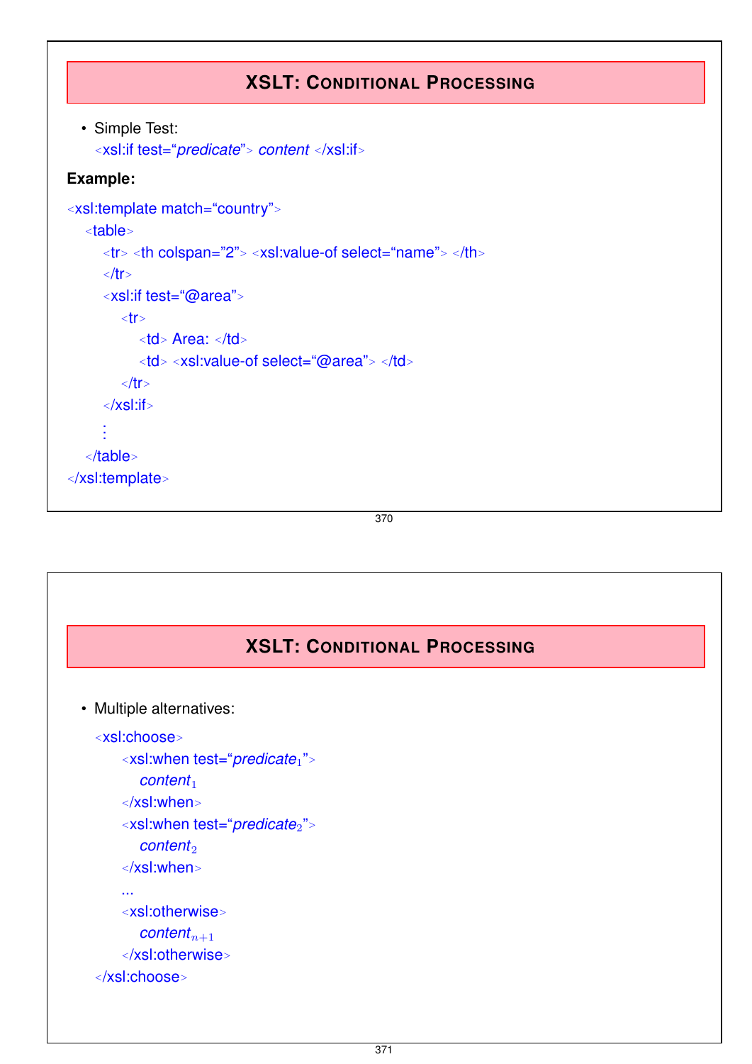## XSLT: Conditional Processing

- Simple Test:

```
<xsl:if test="predicate"> content </xsl:if>
```

**Example:**

```
<xsl:template match="country">
  <table>
    <tr> <th colspan="2"> <xsl:value-of select="name"> </th>
    </tr>
    <xsl:if test="@area">
      <tr>
        <td> Area: </td>
        <td> <xsl:value-of select="@area"> </td>
      </tr>
    </xsl:if>
    ⋮
  </table>
</xsl:template>
```

## XSLT: Conditional Processing

- Multiple alternatives:

```
<xsl:choose>
  <xsl:when test="predicate_1">
    content_1
  </xsl:when>
  <xsl:when test="predicate_2">
    content_2
  </xsl:when>
  ...
  <xsl:otherwise>
    content_{n+1}
  </xsl:otherwise>
</xsl:choose>
```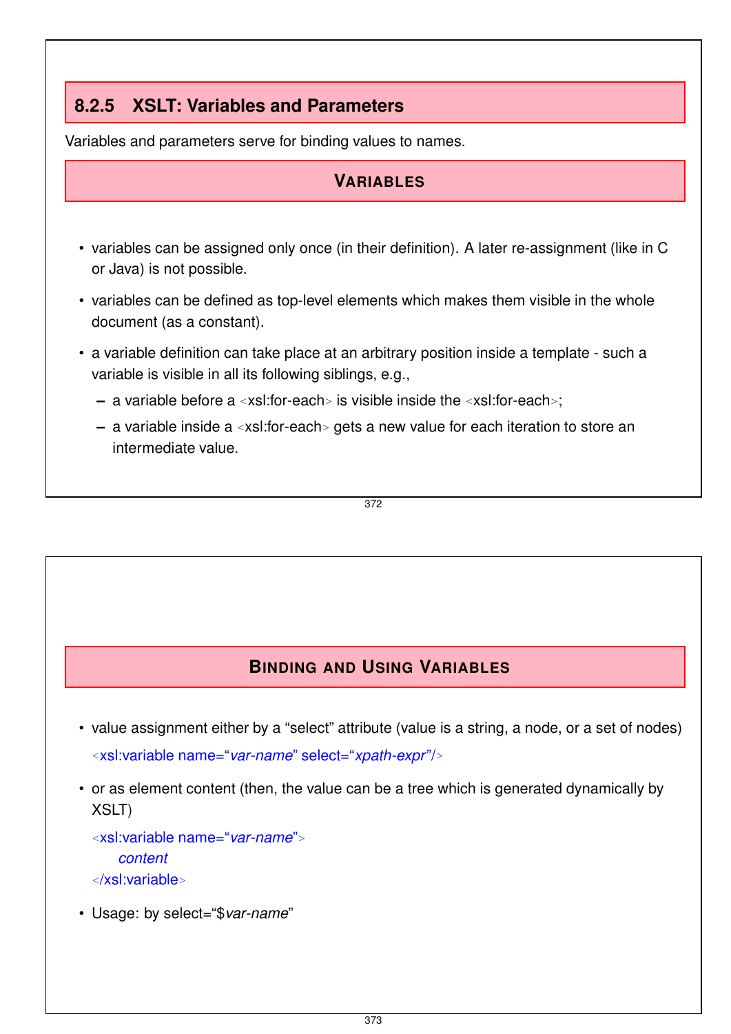### 8.2.5 XSLT: Variables and Parameters

Variables and parameters serve for binding values to names.

#### VARIABLES

- variables can be assigned only once (in their definition). A later re-assignment (like in C or Java) is not possible.
- variables can be defined as top-level elements which makes them visible in the whole document (as a constant).
- a variable definition can take place at an arbitrary position inside a template - such a variable is visible in all its following siblings, e.g.,
  - a variable before a <xsl:for-each> is visible inside the <xsl:for-each>;
  - a variable inside a <xsl:for-each> gets a new value for each iteration to store an intermediate value.

#### BINDING AND USING VARIABLES

- value assignment either by a "select" attribute (value is a string, a node, or a set of nodes)

  ```
  <xsl:variable name="var-name" select="xpath-expr"/>
  ```

- or as element content (then, the value can be a tree which is generated dynamically by XSLT)

  ```
  <xsl:variable name="var-name">
     content
  </xsl:variable>
  ```

- Usage: by select="$*var-name*"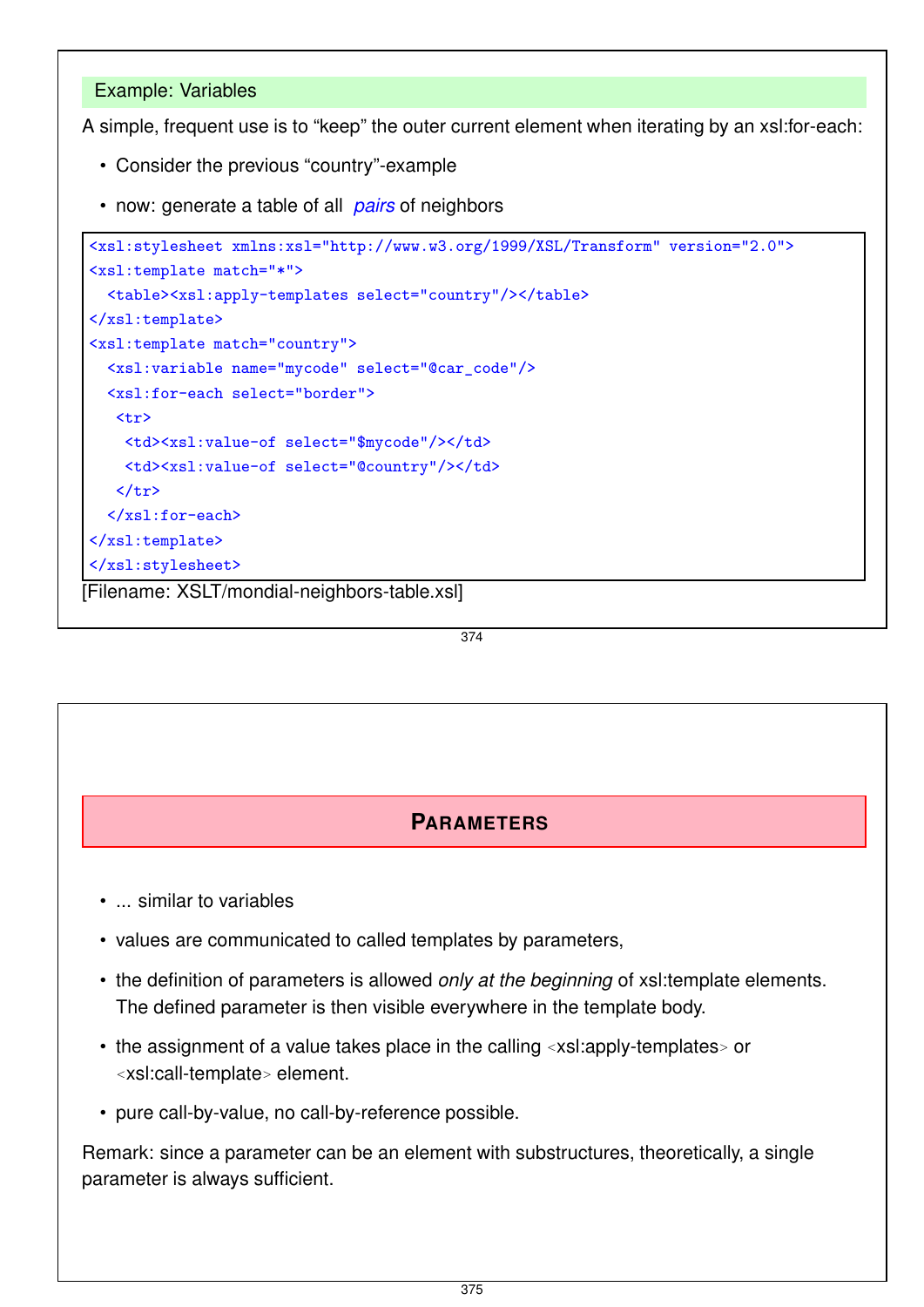### Example: Variables

A simple, frequent use is to “keep” the outer current element when iterating by an xsl:for-each:

- Consider the previous “country”-example
- now: generate a table of all *pairs* of neighbors

```
<xsl:stylesheet xmlns:xsl="http://www.w3.org/1999/XSL/Transform" version="2.0">
<xsl:template match="*">
  <table><xsl:apply-templates select="country"/></table>
</xsl:template>
<xsl:template match="country">
  <xsl:variable name="mycode" select="@car_code"/>
  <xsl:for-each select="border">
   <tr>
    <td><xsl:value-of select="$mycode"/></td>
    <td><xsl:value-of select="@country"/></td>
   </tr>
  </xsl:for-each>
</xsl:template>
</xsl:stylesheet>
```

[Filename: XSLT/mondial-neighbors-table.xsl]

## PARAMETERS

- ... similar to variables
- values are communicated to called templates by parameters,
- the definition of parameters is allowed *only at the beginning* of xsl:template elements. The defined parameter is then visible everywhere in the template body.
- the assignment of a value takes place in the calling <xsl:apply-templates> or <xsl:call-template> element.
- pure call-by-value, no call-by-reference possible.

Remark: since a parameter can be an element with substructures, theoretically, a single parameter is always sufficient.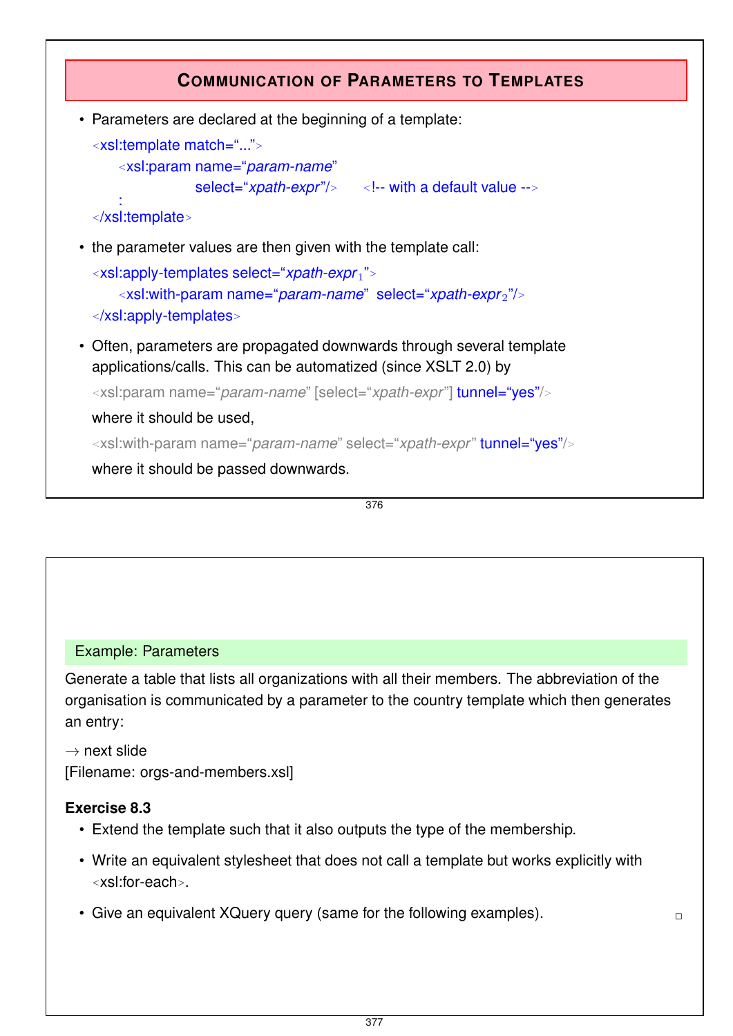## Communication of Parameters to Templates

- Parameters are declared at the beginning of a template:

```
<xsl:template match="...">
    <xsl:param name="param-name"
               select="xpath-expr"/>    <!-- with a default value -->
    :
</xsl:template>
```

- the parameter values are then given with the template call:

```
<xsl:apply-templates select="xpath-expr1">
    <xsl:with-param name="param-name" select="xpath-expr2"/>
</xsl:apply-templates>
```

- Often, parameters are propagated downwards through several template applications/calls. This can be automatized (since XSLT 2.0) by

  ```
  <xsl:param name="param-name" [select="xpath-expr"] tunnel="yes"/>
  ```

  where it should be used,

  ```
  <xsl:with-param name="param-name" select="xpath-expr" tunnel="yes"/>
  ```

  where it should be passed downwards.

### Example: Parameters

Generate a table that lists all organizations with all their members. The abbreviation of the organisation is communicated by a parameter to the country template which then generates an entry:

→ next slide
[Filename: orgs-and-members.xsl]

**Exercise 8.3**

- Extend the template such that it also outputs the type of the membership.
- Write an equivalent stylesheet that does not call a template but works explicitly with `<xsl:for-each>`.
- Give an equivalent XQuery query (same for the following examples). □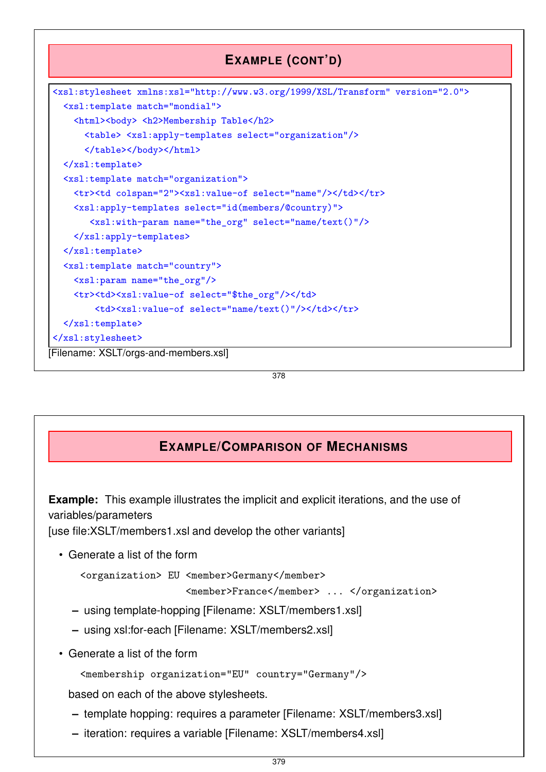## Example (cont'd)

```
<xsl:stylesheet xmlns:xsl="http://www.w3.org/1999/XSL/Transform" version="2.0">
  <xsl:template match="mondial">
    <html><body> <h2>Membership Table</h2>
      <table> <xsl:apply-templates select="organization"/>
      </table></body></html>
  </xsl:template>
  <xsl:template match="organization">
    <tr><td colspan="2"><xsl:value-of select="name"/></td></tr>
    <xsl:apply-templates select="id(members/@country)">
       <xsl:with-param name="the_org" select="name/text()"/>
    </xsl:apply-templates>
  </xsl:template>
  <xsl:template match="country">
    <xsl:param name="the_org"/>
    <tr><td><xsl:value-of select="$the_org"/></td>
        <td><xsl:value-of select="name/text()"/></td></tr>
  </xsl:template>
</xsl:stylesheet>
```

[Filename: XSLT/orgs-and-members.xsl]

## Example/Comparison of Mechanisms

**Example:** This example illustrates the implicit and explicit iterations, and the use of variables/parameters
[use file:XSLT/members1.xsl and develop the other variants]

- Generate a list of the form

  ```
  <organization> EU <member>Germany</member>
                    <member>France</member> ... </organization>
  ```

  - using template-hopping [Filename: XSLT/members1.xsl]
  - using xsl:for-each [Filename: XSLT/members2.xsl]

- Generate a list of the form

  ```
  <membership organization="EU" country="Germany"/>
  ```

  based on each of the above stylesheets.

  - template hopping: requires a parameter [Filename: XSLT/members3.xsl]
  - iteration: requires a variable [Filename: XSLT/members4.xsl]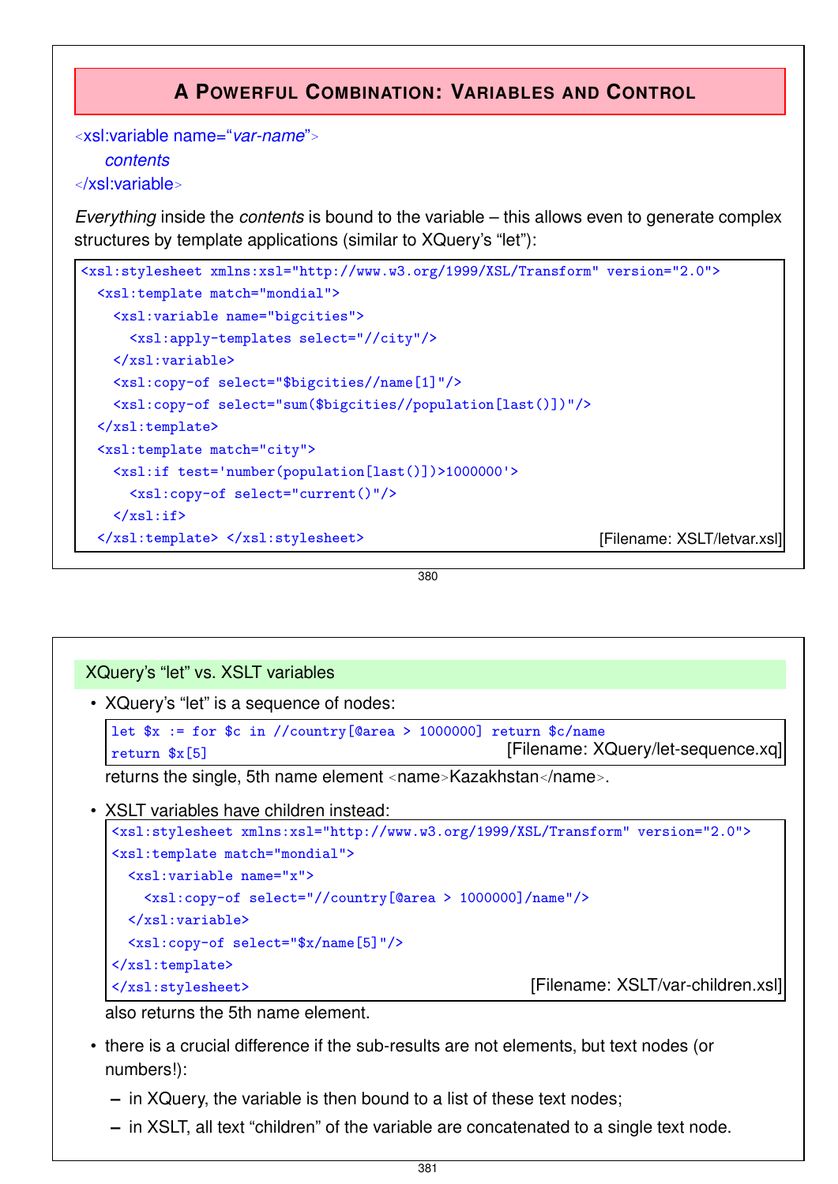## A Powerful Combination: Variables and Control

<xsl:variable name="*var-name*">
  *contents*
</xsl:variable>

*Everything* inside the *contents* is bound to the variable – this allows even to generate complex structures by template applications (similar to XQuery's "let"):

```
<xsl:stylesheet xmlns:xsl="http://www.w3.org/1999/XSL/Transform" version="2.0">
  <xsl:template match="mondial">
    <xsl:variable name="bigcities">
      <xsl:apply-templates select="//city"/>
    </xsl:variable>
    <xsl:copy-of select="$bigcities//name[1]"/>
    <xsl:copy-of select="sum($bigcities//population[last()])"/>
  </xsl:template>
  <xsl:template match="city">
    <xsl:if test='number(population[last()])>1000000'>
      <xsl:copy-of select="current()"/>
    </xsl:if>
  </xsl:template> </xsl:stylesheet>
```

[Filename: XSLT/letvar.xsl]

### XQuery's "let" vs. XSLT variables

- XQuery's "let" is a sequence of nodes:

```
let $x := for $c in //country[@area > 1000000] return $c/name
return $x[5]
```

[Filename: XQuery/let-sequence.xq]

returns the single, 5th name element <name>Kazakhstan</name>.

- XSLT variables have children instead:

```
<xsl:stylesheet xmlns:xsl="http://www.w3.org/1999/XSL/Transform" version="2.0">
<xsl:template match="mondial">
  <xsl:variable name="x">
    <xsl:copy-of select="//country[@area > 1000000]/name"/>
  </xsl:variable>
  <xsl:copy-of select="$x/name[5]"/>
</xsl:template>
</xsl:stylesheet>
```

[Filename: XSLT/var-children.xsl]

also returns the 5th name element.

- there is a crucial difference if the sub-results are not elements, but text nodes (or numbers!):
  - in XQuery, the variable is then bound to a list of these text nodes;
  - in XSLT, all text "children" of the variable are concatenated to a single text node.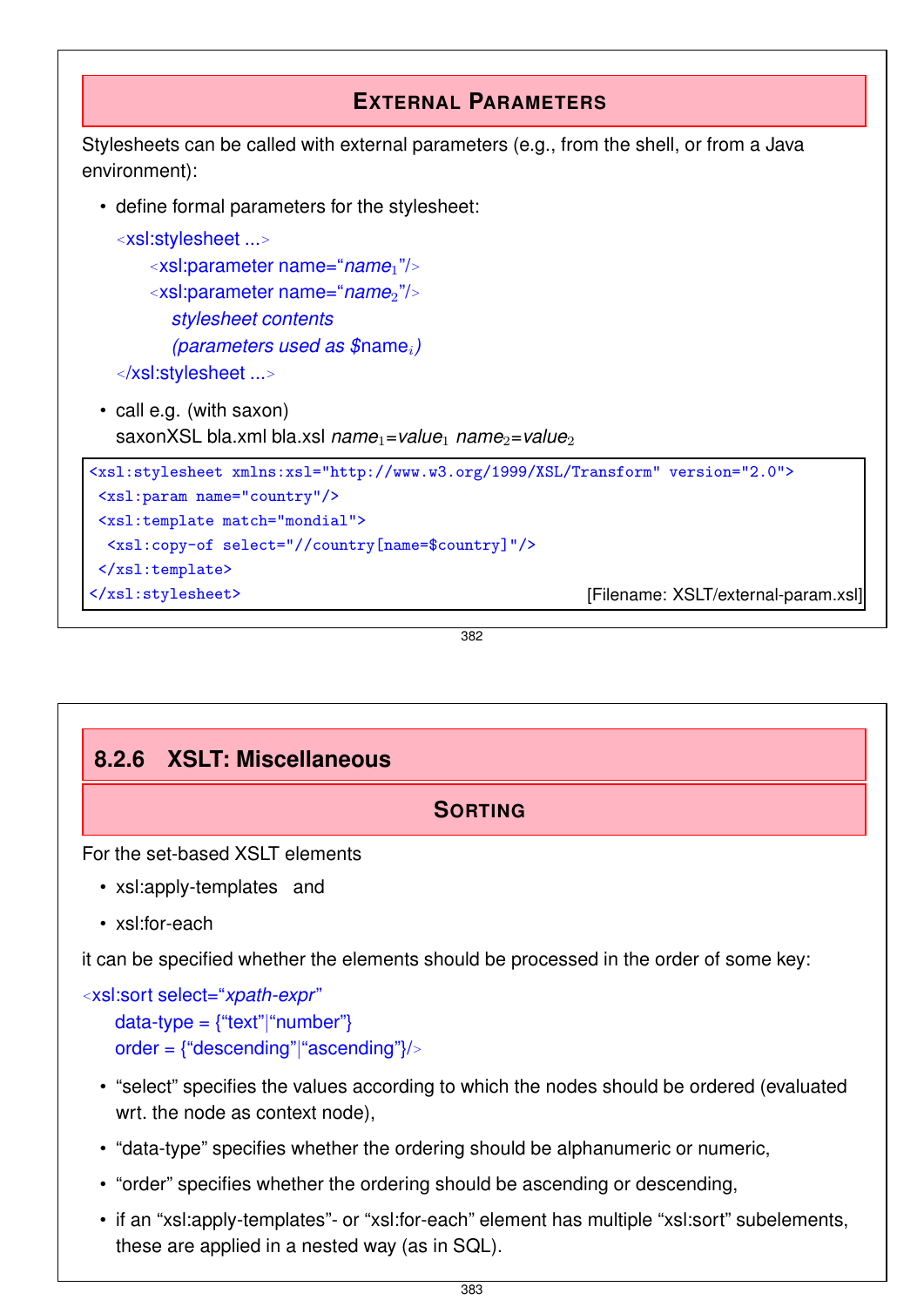## External Parameters

Stylesheets can be called with external parameters (e.g., from the shell, or from a Java environment):

- define formal parameters for the stylesheet:

  <xsl:stylesheet ...>
  &nbsp;&nbsp;&nbsp;&nbsp;<xsl:parameter name="*name*$_1$"/>
  &nbsp;&nbsp;&nbsp;&nbsp;<xsl:parameter name="*name*$_2$"/>
  &nbsp;&nbsp;&nbsp;&nbsp;&nbsp;&nbsp;&nbsp;&nbsp;*stylesheet contents*
  &nbsp;&nbsp;&nbsp;&nbsp;&nbsp;&nbsp;&nbsp;&nbsp;*(parameters used as* \$name$_i$*)*
  </xsl:stylesheet ...>

- call e.g. (with saxon)
  saxonXSL bla.xml bla.xsl *name*$_1$=*value*$_1$ *name*$_2$=*value*$_2$

```
<xsl:stylesheet xmlns:xsl="http://www.w3.org/1999/XSL/Transform" version="2.0">
 <xsl:param name="country"/>
 <xsl:template match="mondial">
  <xsl:copy-of select="//country[name=$country]"/>
 </xsl:template>
</xsl:stylesheet>
```

[Filename: XSLT/external-param.xsl]

## 8.2.6 XSLT: Miscellaneous

### Sorting

For the set-based XSLT elements

- xsl:apply-templates and
- xsl:for-each

it can be specified whether the elements should be processed in the order of some key:

<xsl:sort select="*xpath-expr*"
&nbsp;&nbsp;&nbsp;&nbsp;data-type = {"text"|"number"}
&nbsp;&nbsp;&nbsp;&nbsp;order = {"descending"|"ascending"}/>

- "select" specifies the values according to which the nodes should be ordered (evaluated wrt. the node as context node),
- "data-type" specifies whether the ordering should be alphanumeric or numeric,
- "order" specifies whether the ordering should be ascending or descending,
- if an "xsl:apply-templates"- or "xsl:for-each" element has multiple "xsl:sort" subelements, these are applied in a nested way (as in SQL).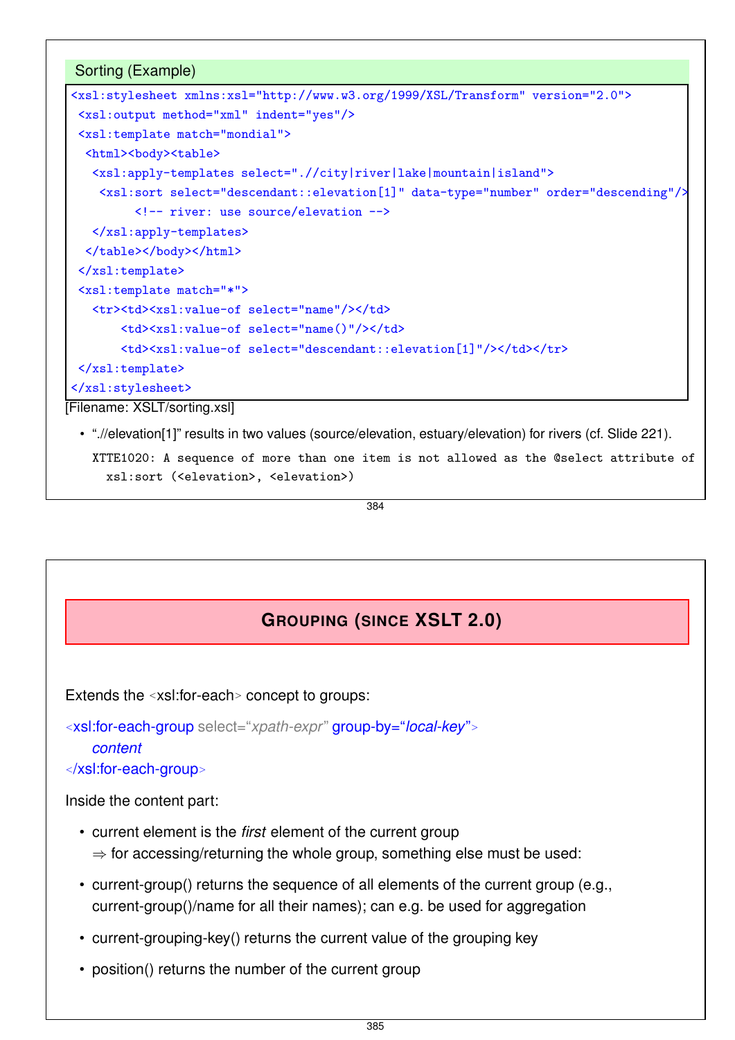## Sorting (Example)

```
<xsl:stylesheet xmlns:xsl="http://www.w3.org/1999/XSL/Transform" version="2.0">
 <xsl:output method="xml" indent="yes"/>
 <xsl:template match="mondial">
  <html><body><table>
   <xsl:apply-templates select=".//city|river|lake|mountain|island">
    <xsl:sort select="descendant::elevation[1]" data-type="number" order="descending"/>
         <!-- river: use source/elevation -->
   </xsl:apply-templates>
  </table></body></html>
 </xsl:template>
 <xsl:template match="*">
   <tr><td><xsl:value-of select="name"/></td>
       <td><xsl:value-of select="name()"/></td>
       <td><xsl:value-of select="descendant::elevation[1]"/></td></tr>
 </xsl:template>
</xsl:stylesheet>
```

[Filename: XSLT/sorting.xsl]

- “.//elevation[1]” results in two values (source/elevation, estuary/elevation) for rivers (cf. Slide 221).

  ```
  XTTE1020: A sequence of more than one item is not allowed as the @select attribute of
    xsl:sort (<elevation>, <elevation>)
  ```

# Grouping (since XSLT 2.0)

Extends the <xsl:for-each> concept to groups:

<xsl:for-each-group select="*xpath-expr*" group-by="*local-key*">
  *content*
</xsl:for-each-group>

Inside the content part:

- current element is the *first* element of the current group
  ⇒ for accessing/returning the whole group, something else must be used:
- current-group() returns the sequence of all elements of the current group (e.g., current-group()/name for all their names); can e.g. be used for aggregation
- current-grouping-key() returns the current value of the grouping key
- position() returns the number of the current group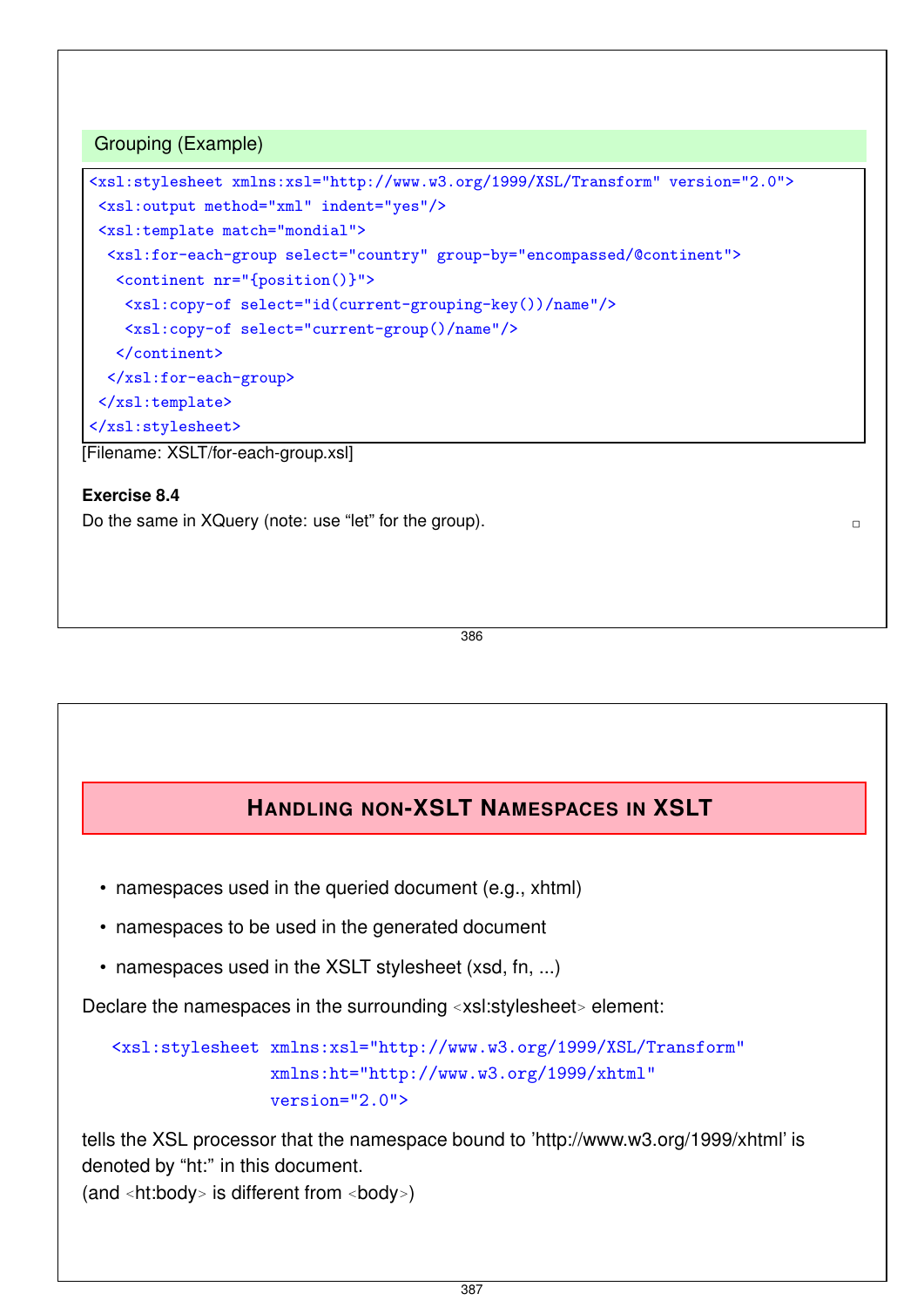## Grouping (Example)

```
<xsl:stylesheet xmlns:xsl="http://www.w3.org/1999/XSL/Transform" version="2.0">
 <xsl:output method="xml" indent="yes"/>
 <xsl:template match="mondial">
  <xsl:for-each-group select="country" group-by="encompassed/@continent">
   <continent nr="{position()}">
    <xsl:copy-of select="id(current-grouping-key())/name"/>
    <xsl:copy-of select="current-group()/name"/>
   </continent>
  </xsl:for-each-group>
 </xsl:template>
</xsl:stylesheet>
```

[Filename: XSLT/for-each-group.xsl]

**Exercise 8.4**

Do the same in XQuery (note: use “let” for the group). □

# Handling non-XSLT Namespaces in XSLT

- namespaces used in the queried document (e.g., xhtml)
- namespaces to be used in the generated document
- namespaces used in the XSLT stylesheet (xsd, fn, ...)

Declare the namespaces in the surrounding <xsl:stylesheet> element:

```
<xsl:stylesheet xmlns:xsl="http://www.w3.org/1999/XSL/Transform"
                xmlns:ht="http://www.w3.org/1999/xhtml"
                version="2.0">
```

tells the XSL processor that the namespace bound to ’http://www.w3.org/1999/xhtml’ is denoted by “ht:” in this document.
(and <ht:body> is different from <body>)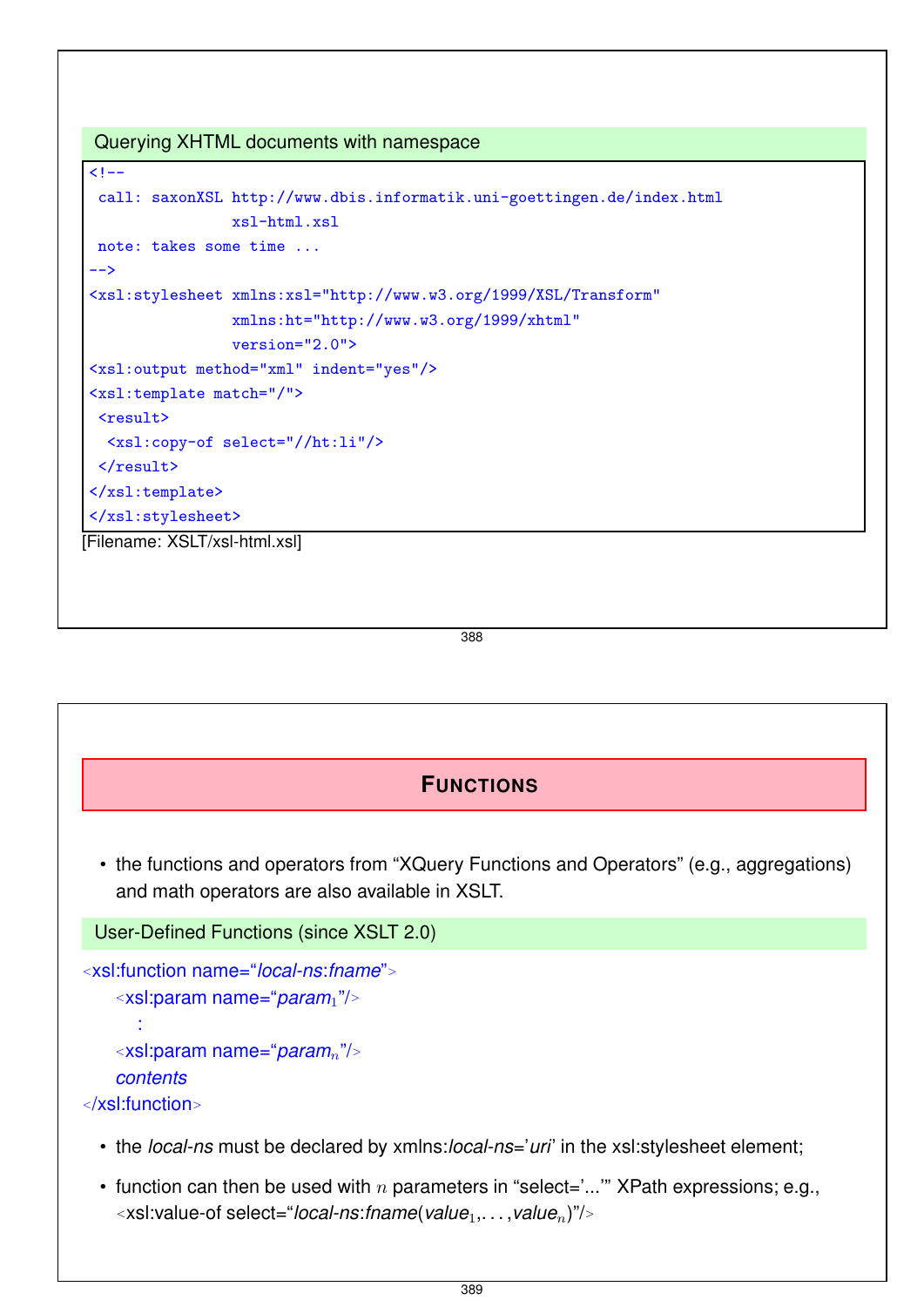### Querying XHTML documents with namespace

```
<!--
 call: saxonXSL http://www.dbis.informatik.uni-goettingen.de/index.html
                xsl-html.xsl
 note: takes some time ...
-->
<xsl:stylesheet xmlns:xsl="http://www.w3.org/1999/XSL/Transform"
                xmlns:ht="http://www.w3.org/1999/xhtml"
                version="2.0">
<xsl:output method="xml" indent="yes"/>
<xsl:template match="/">
 <result>
  <xsl:copy-of select="//ht:li"/>
 </result>
</xsl:template>
</xsl:stylesheet>
```

[Filename: XSLT/xsl-html.xsl]

## FUNCTIONS

- the functions and operators from “XQuery Functions and Operators” (e.g., aggregations) and math operators are also available in XSLT.

### User-Defined Functions (since XSLT 2.0)

<xsl:function name=“*local-ns*:*fname*”>
  <xsl:param name=“*param*$_1$”/>
    :
  <xsl:param name=“*param*$_n$”/>
  *contents*
</xsl:function>

- the *local-ns* must be declared by xmlns:*local-ns*=’*uri*’ in the xsl:stylesheet element;
- function can then be used with $n$ parameters in “select=’...’” XPath expressions; e.g., <xsl:value-of select=“*local-ns*:*fname*(*value*$_1$,...,*value*$_n$)”/>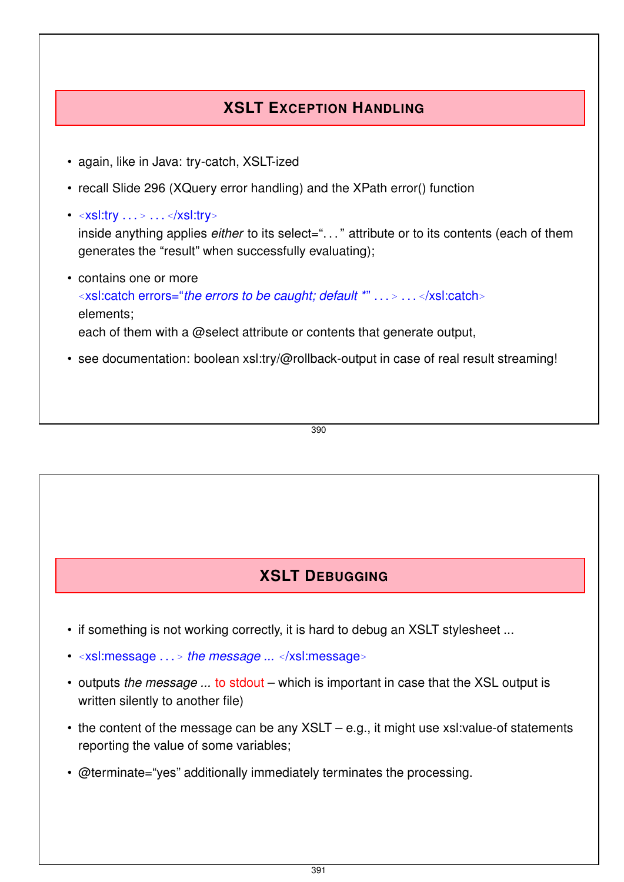## XSLT Exception Handling

- again, like in Java: try-catch, XSLT-ized
- recall Slide 296 (XQuery error handling) and the XPath error() function
- <xsl:try . . . > . . . </xsl:try>
  inside anything applies *either* to its select=". . . " attribute or to its contents (each of them generates the "result" when successfully evaluating);
- contains one or more
  <xsl:catch errors="*the errors to be caught; default **" . . . > . . . </xsl:catch>
  elements;
  each of them with a @select attribute or contents that generate output,
- see documentation: boolean xsl:try/@rollback-output in case of real result streaming!

## XSLT Debugging

- if something is not working correctly, it is hard to debug an XSLT stylesheet ...
- <xsl:message . . . > *the message ...* </xsl:message>
- outputs *the message ...* to stdout – which is important in case that the XSL output is written silently to another file)
- the content of the message can be any XSLT – e.g., it might use xsl:value-of statements reporting the value of some variables;
- @terminate="yes" additionally immediately terminates the processing.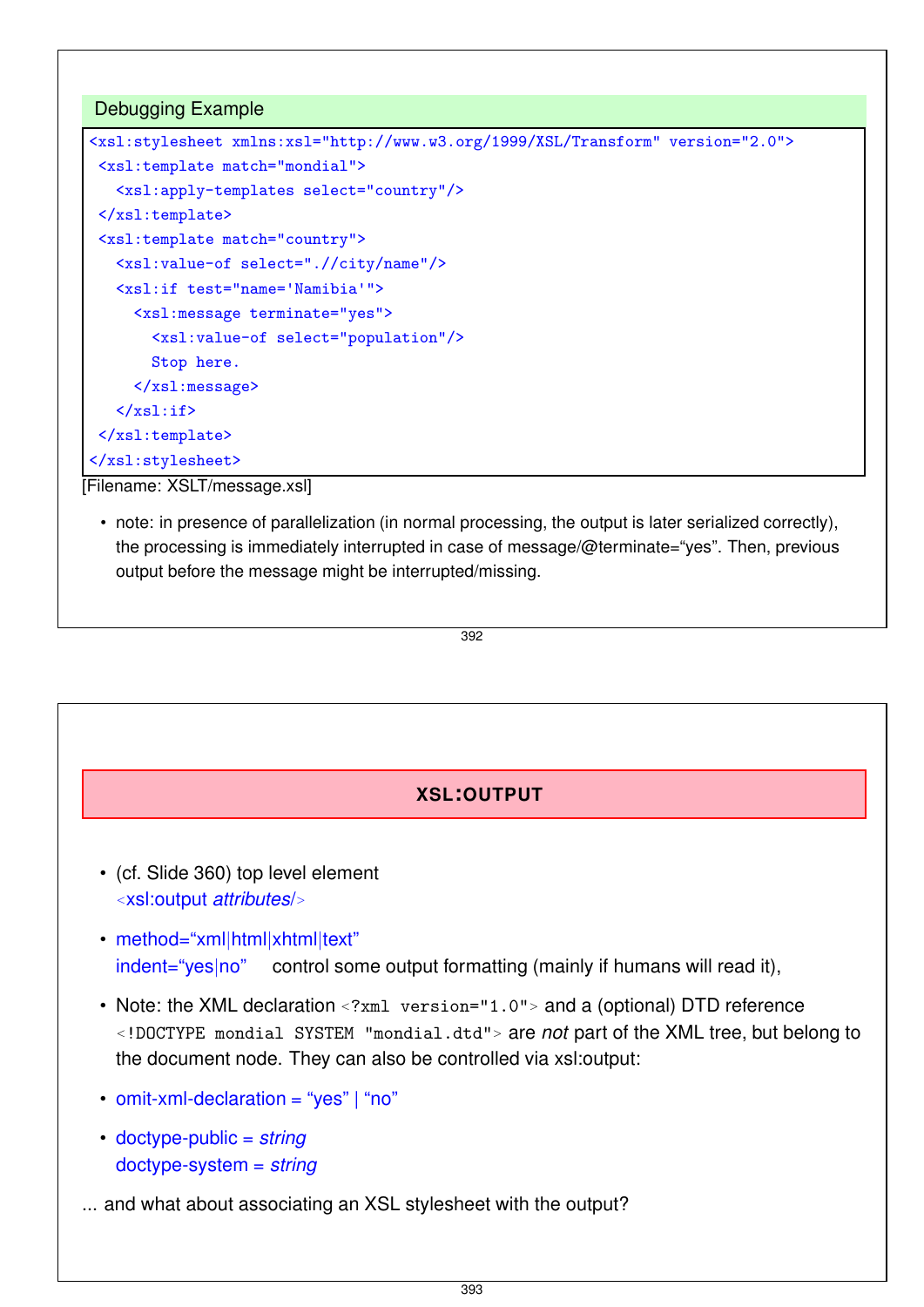## Debugging Example

```
<xsl:stylesheet xmlns:xsl="http://www.w3.org/1999/XSL/Transform" version="2.0">
 <xsl:template match="mondial">
   <xsl:apply-templates select="country"/>
 </xsl:template>
 <xsl:template match="country">
   <xsl:value-of select=".//city/name"/>
   <xsl:if test="name='Namibia'">
     <xsl:message terminate="yes">
       <xsl:value-of select="population"/>
       Stop here.
     </xsl:message>
   </xsl:if>
 </xsl:template>
</xsl:stylesheet>
```

[Filename: XSLT/message.xsl]

- note: in presence of parallelization (in normal processing, the output is later serialized correctly), the processing is immediately interrupted in case of message/@terminate="yes". Then, previous output before the message might be interrupted/missing.

## XSL:OUTPUT

- (cf. Slide 360) top level element
  `<xsl:output` *attributes*`/>`
- method="xml|html|xhtml|text"
  indent="yes|no"   control some output formatting (mainly if humans will read it),
- Note: the XML declaration `<?xml version="1.0">` and a (optional) DTD reference `<!DOCTYPE mondial SYSTEM "mondial.dtd">` are *not* part of the XML tree, but belong to the document node. They can also be controlled via xsl:output:
- omit-xml-declaration = "yes" | "no"
- doctype-public = *string*
  doctype-system = *string*

... and what about associating an XSL stylesheet with the output?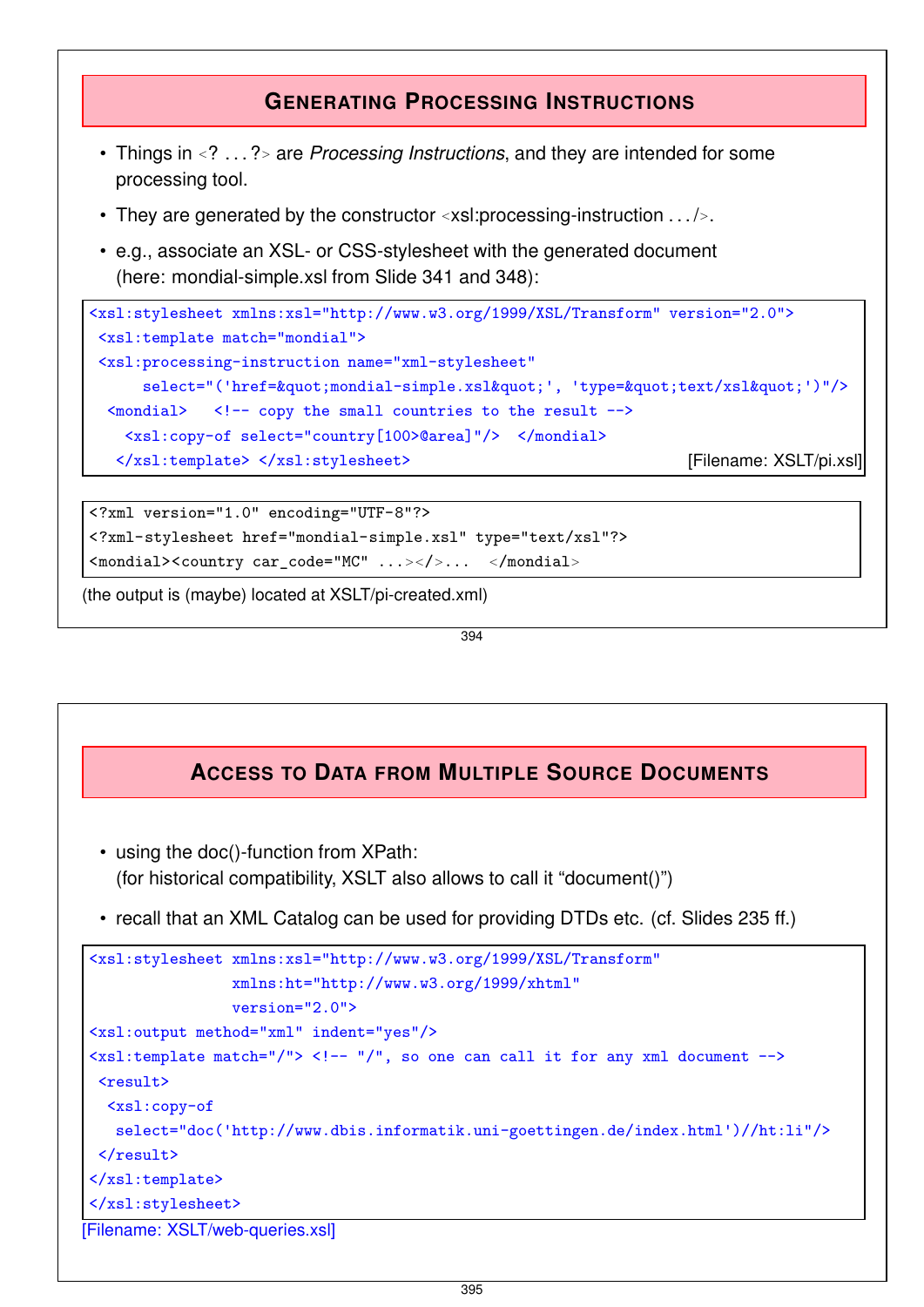## Generating Processing Instructions

- Things in <? ... ?> are *Processing Instructions*, and they are intended for some processing tool.
- They are generated by the constructor <xsl:processing-instruction .../>.
- e.g., associate an XSL- or CSS-stylesheet with the generated document (here: mondial-simple.xsl from Slide 341 and 348):

```
<xsl:stylesheet xmlns:xsl="http://www.w3.org/1999/XSL/Transform" version="2.0">
 <xsl:template match="mondial">
 <xsl:processing-instruction name="xml-stylesheet"
      select="('href=&quot;mondial-simple.xsl&quot;', 'type=&quot;text/xsl&quot;')"/>
  <mondial>   <!-- copy the small countries to the result -->
    <xsl:copy-of select="country[100>@area]"/>  </mondial>
   </xsl:template> </xsl:stylesheet>
```

[Filename: XSLT/pi.xsl]

```
<?xml version="1.0" encoding="UTF-8"?>
<?xml-stylesheet href="mondial-simple.xsl" type="text/xsl"?>
<mondial><country car_code="MC" ...></>...  </mondial>
```

(the output is (maybe) located at XSLT/pi-created.xml)

## Access to Data from Multiple Source Documents

- using the doc()-function from XPath: (for historical compatibility, XSLT also allows to call it "document()")
- recall that an XML Catalog can be used for providing DTDs etc. (cf. Slides 235 ff.)

```
<xsl:stylesheet xmlns:xsl="http://www.w3.org/1999/XSL/Transform"
                xmlns:ht="http://www.w3.org/1999/xhtml"
                version="2.0">
<xsl:output method="xml" indent="yes"/>
<xsl:template match="/"> <!-- "/", so one can call it for any xml document -->
 <result>
  <xsl:copy-of
   select="doc('http://www.dbis.informatik.uni-goettingen.de/index.html')//ht:li"/>
 </result>
</xsl:template>
</xsl:stylesheet>
```

[Filename: XSLT/web-queries.xsl]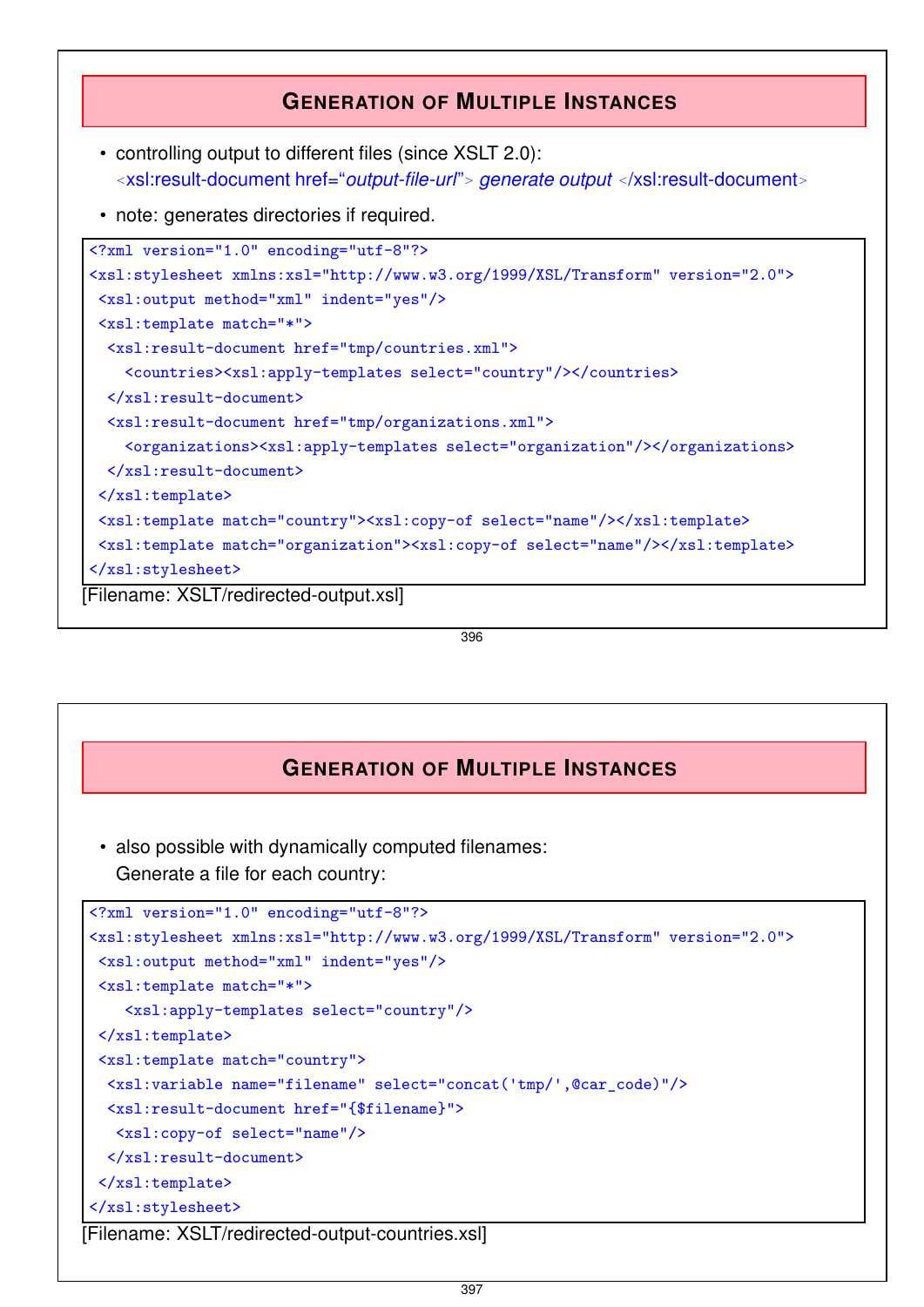## Generation of Multiple Instances

- controlling output to different files (since XSLT 2.0):
  <xsl:result-document href="*output-file-url*"> *generate output* </xsl:result-document>
- note: generates directories if required.

```
<?xml version="1.0" encoding="utf-8"?>
<xsl:stylesheet xmlns:xsl="http://www.w3.org/1999/XSL/Transform" version="2.0">
 <xsl:output method="xml" indent="yes"/>
 <xsl:template match="*">
  <xsl:result-document href="tmp/countries.xml">
    <countries><xsl:apply-templates select="country"/></countries>
  </xsl:result-document>
  <xsl:result-document href="tmp/organizations.xml">
    <organizations><xsl:apply-templates select="organization"/></organizations>
  </xsl:result-document>
 </xsl:template>
 <xsl:template match="country"><xsl:copy-of select="name"/></xsl:template>
 <xsl:template match="organization"><xsl:copy-of select="name"/></xsl:template>
</xsl:stylesheet>
```

[Filename: XSLT/redirected-output.xsl]

## Generation of Multiple Instances

- also possible with dynamically computed filenames:
  Generate a file for each country:

```
<?xml version="1.0" encoding="utf-8"?>
<xsl:stylesheet xmlns:xsl="http://www.w3.org/1999/XSL/Transform" version="2.0">
 <xsl:output method="xml" indent="yes"/>
 <xsl:template match="*">
    <xsl:apply-templates select="country"/>
 </xsl:template>
 <xsl:template match="country">
  <xsl:variable name="filename" select="concat('tmp/',@car_code)"/>
  <xsl:result-document href="{$filename}">
   <xsl:copy-of select="name"/>
  </xsl:result-document>
 </xsl:template>
</xsl:stylesheet>
```

[Filename: XSLT/redirected-output-countries.xsl]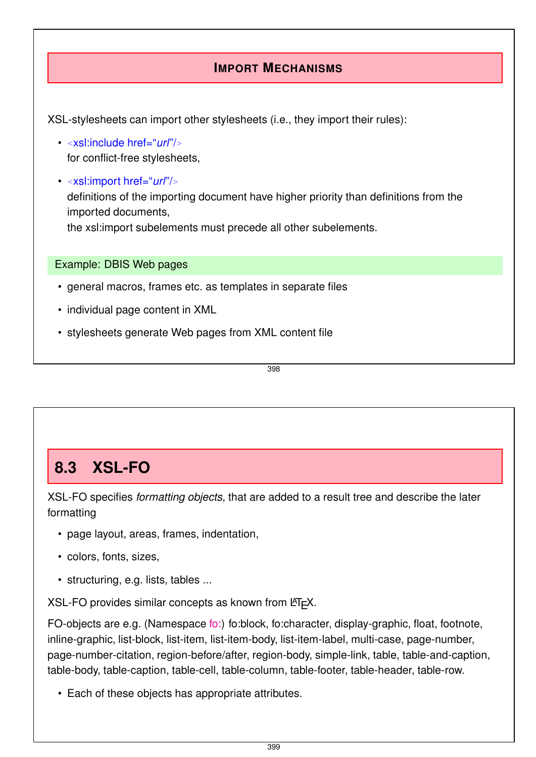## Import Mechanisms

XSL-stylesheets can import other stylesheets (i.e., they import their rules):

- `<xsl:include href="url"/>`
  for conflict-free stylesheets,
- `<xsl:import href="url"/>`
  definitions of the importing document have higher priority than definitions from the imported documents,
  the xsl:import subelements must precede all other subelements.

**Example: DBIS Web pages**

- general macros, frames etc. as templates in separate files
- individual page content in XML
- stylesheets generate Web pages from XML content file

## 8.3 XSL-FO

XSL-FO specifies *formatting objects*, that are added to a result tree and describe the later formatting

- page layout, areas, frames, indentation,
- colors, fonts, sizes,
- structuring, e.g. lists, tables ...

XSL-FO provides similar concepts as known from LaTeX.

FO-objects are e.g. (Namespace fo:) fo:block, fo:character, display-graphic, float, footnote, inline-graphic, list-block, list-item, list-item-body, list-item-label, multi-case, page-number, page-number-citation, region-before/after, region-body, simple-link, table, table-and-caption, table-body, table-caption, table-cell, table-column, table-footer, table-header, table-row.

- Each of these objects has appropriate attributes.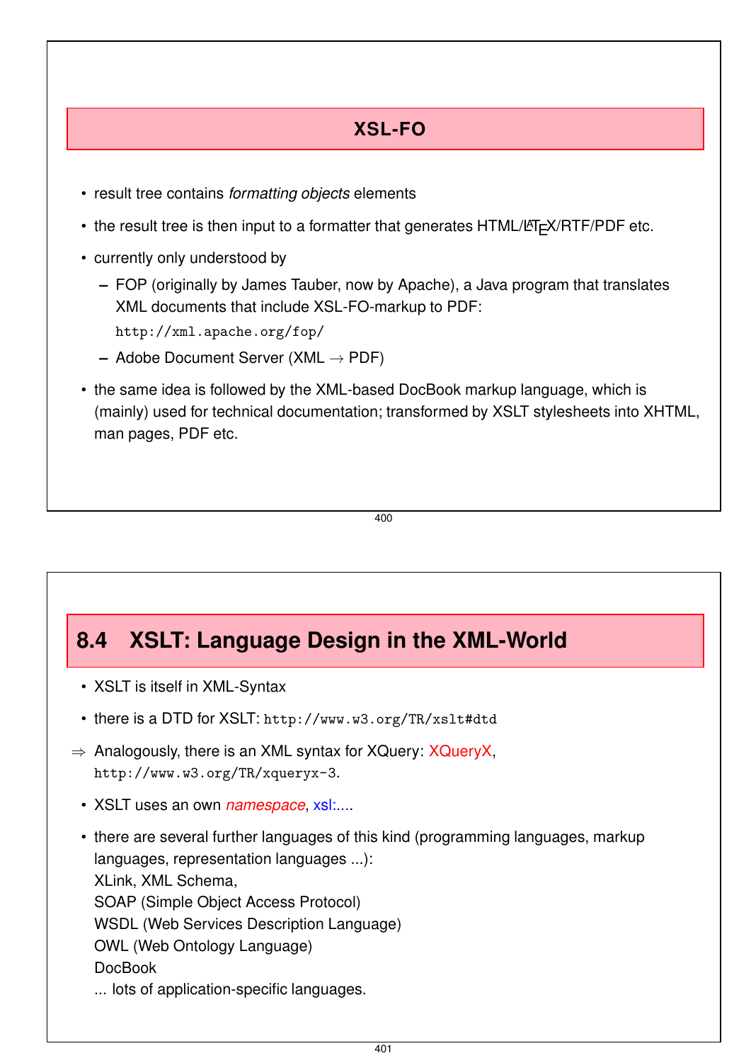## XSL-FO

- result tree contains *formatting objects* elements
- the result tree is then input to a formatter that generates HTML/LaTeX/RTF/PDF etc.
- currently only understood by
  - FOP (originally by James Tauber, now by Apache), a Java program that translates XML documents that include XSL-FO-markup to PDF:
    `http://xml.apache.org/fop/`
  - Adobe Document Server (XML → PDF)
- the same idea is followed by the XML-based DocBook markup language, which is (mainly) used for technical documentation; transformed by XSLT stylesheets into XHTML, man pages, PDF etc.

## 8.4 XSLT: Language Design in the XML-World

- XSLT is itself in XML-Syntax
- there is a DTD for XSLT: `http://www.w3.org/TR/xslt#dtd`

⇒ Analogously, there is an XML syntax for XQuery: XQueryX, `http://www.w3.org/TR/xqueryx-3`.

- XSLT uses an own *namespace*, xsl:....
- there are several further languages of this kind (programming languages, markup languages, representation languages ...):
  XLink, XML Schema,
  SOAP (Simple Object Access Protocol)
  WSDL (Web Services Description Language)
  OWL (Web Ontology Language)
  DocBook
  ... lots of application-specific languages.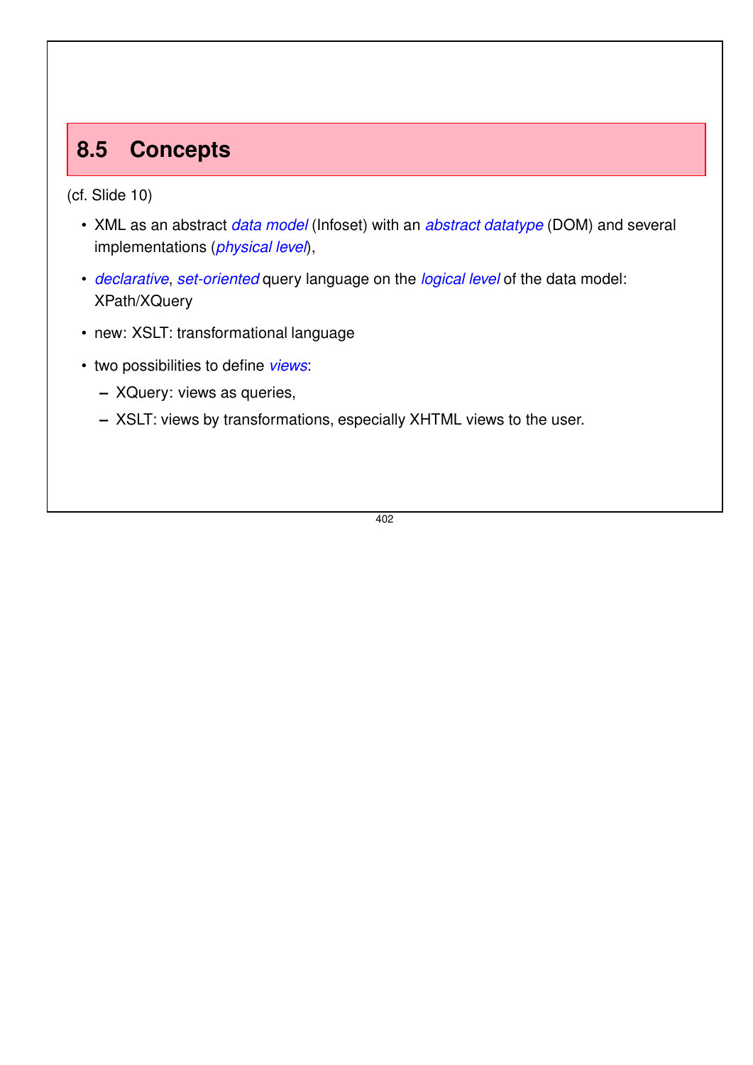## 8.5 Concepts

(cf. Slide 10)

- XML as an abstract *data model* (Infoset) with an *abstract datatype* (DOM) and several implementations (*physical level*),
- *declarative*, *set-oriented* query language on the *logical level* of the data model: XPath/XQuery
- new: XSLT: transformational language
- two possibilities to define *views*:
  - XQuery: views as queries,
  - XSLT: views by transformations, especially XHTML views to the user.